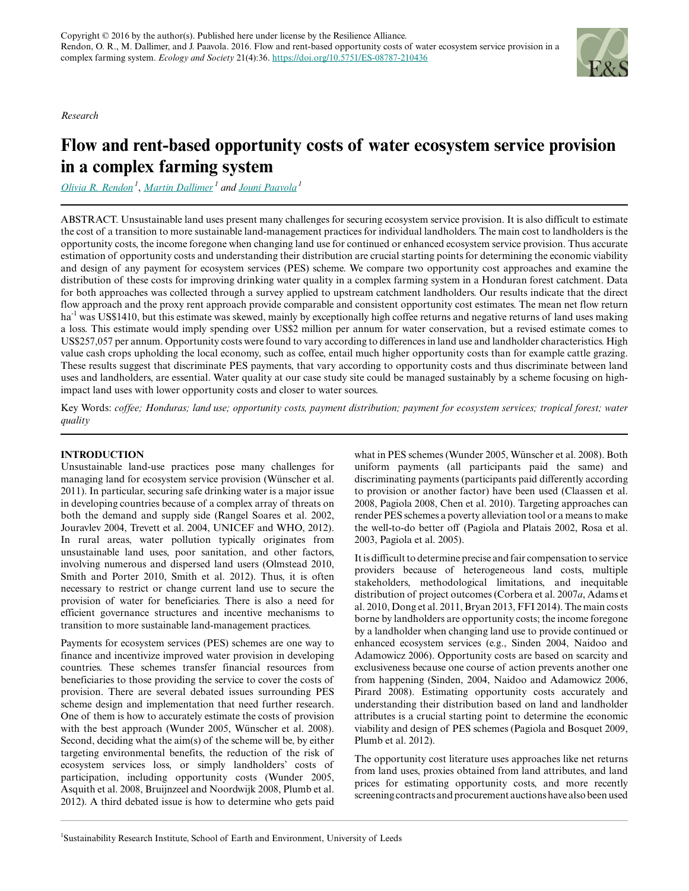Copyright © 2016 by the author(s). Published here under license by the Resilience Alliance.
Rendon, O. R., M. Dallimer, and J. Paavola. 2016. Flow and rent-based opportunity costs of water ecosystem service provision in a complex farming system. *Ecology and Society* 21(4):36. https://doi.org/10.5751/ES-08787-210436

*Research*

# Flow and rent-based opportunity costs of water ecosystem service provision in a complex farming system

*Olivia R. Rendon*[1], *Martin Dallimer*[1] and *Jouni Paavola*[1]

ABSTRACT. Unsustainable land uses present many challenges for securing ecosystem service provision. It is also difficult to estimate the cost of a transition to more sustainable land-management practices for individual landholders. The main cost to landholders is the opportunity costs, the income foregone when changing land use for continued or enhanced ecosystem service provision. Thus accurate estimation of opportunity costs and understanding their distribution are crucial starting points for determining the economic viability and design of any payment for ecosystem services (PES) scheme. We compare two opportunity cost approaches and examine the distribution of these costs for improving drinking water quality in a complex farming system in a Honduran forest catchment. Data for both approaches was collected through a survey applied to upstream catchment landholders. Our results indicate that the direct flow approach and the proxy rent approach provide comparable and consistent opportunity cost estimates. The mean net flow return $ha^{-1}$ was US$1410, but this estimate was skewed, mainly by exceptionally high coffee returns and negative returns of land uses making a loss. This estimate would imply spending over US$2 million per annum for water conservation, but a revised estimate comes to US$257,057 per annum. Opportunity costs were found to vary according to differences in land use and landholder characteristics. High value cash crops upholding the local economy, such as coffee, entail much higher opportunity costs than for example cattle grazing. These results suggest that discriminate PES payments, that vary according to opportunity costs and thus discriminate between land uses and landholders, are essential. Water quality at our case study site could be managed sustainably by a scheme focusing on high-impact land uses with lower opportunity costs and closer to water sources.

Key Words: *coffee; Honduras; land use; opportunity costs, payment distribution; payment for ecosystem services; tropical forest; water quality*

## INTRODUCTION

Unsustainable land-use practices pose many challenges for managing land for ecosystem service provision (Wünscher et al. 2011). In particular, securing safe drinking water is a major issue in developing countries because of a complex array of threats on both the demand and supply side (Rangel Soares et al. 2002, Jouravlev 2004, Trevett et al. 2004, UNICEF and WHO, 2012). In rural areas, water pollution typically originates from unsustainable land uses, poor sanitation, and other factors, involving numerous and dispersed land users (Olmstead 2010, Smith and Porter 2010, Smith et al. 2012). Thus, it is often necessary to restrict or change current land use to secure the provision of water for beneficiaries. There is also a need for efficient governance structures and incentive mechanisms to transition to more sustainable land-management practices.

Payments for ecosystem services (PES) schemes are one way to finance and incentivize improved water provision in developing countries. These schemes transfer financial resources from beneficiaries to those providing the service to cover the costs of provision. There are several debated issues surrounding PES scheme design and implementation that need further research. One of them is how to accurately estimate the costs of provision with the best approach (Wunder 2005, Wünscher et al. 2008). Second, deciding what the aim(s) of the scheme will be, by either targeting environmental benefits, the reduction of the risk of ecosystem services loss, or simply landholders' costs of participation, including opportunity costs (Wunder 2005, Asquith et al. 2008, Bruijnzeel and Noordwijk 2008, Plumb et al. 2012). A third debated issue is how to determine who gets paid what in PES schemes (Wunder 2005, Wünscher et al. 2008). Both uniform payments (all participants paid the same) and discriminating payments (participants paid differently according to provision or another factor) have been used (Claassen et al. 2008, Pagiola 2008, Chen et al. 2010). Targeting approaches can render PES schemes a poverty alleviation tool or a means to make the well-to-do better off (Pagiola and Platais 2002, Rosa et al. 2003, Pagiola et al. 2005).

It is difficult to determine precise and fair compensation to service providers because of heterogeneous land costs, multiple stakeholders, methodological limitations, and inequitable distribution of project outcomes (Corbera et al. 2007*a*, Adams et al. 2010, Dong et al. 2011, Bryan 2013, FFI 2014). The main costs borne by landholders are opportunity costs; the income foregone by a landholder when changing land use to provide continued or enhanced ecosystem services (e.g., Sinden 2004, Naidoo and Adamowicz 2006). Opportunity costs are based on scarcity and exclusiveness because one course of action prevents another one from happening (Sinden, 2004, Naidoo and Adamowicz 2006, Pirard 2008). Estimating opportunity costs accurately and understanding their distribution based on land and landholder attributes is a crucial starting point to determine the economic viability and design of PES schemes (Pagiola and Bosquet 2009, Plumb et al. 2012).

The opportunity cost literature uses approaches like net returns from land uses, proxies obtained from land attributes, and land prices for estimating opportunity costs, and more recently screening contracts and procurement auctions have also been used

[1]Sustainability Research Institute, School of Earth and Environment, University of Leeds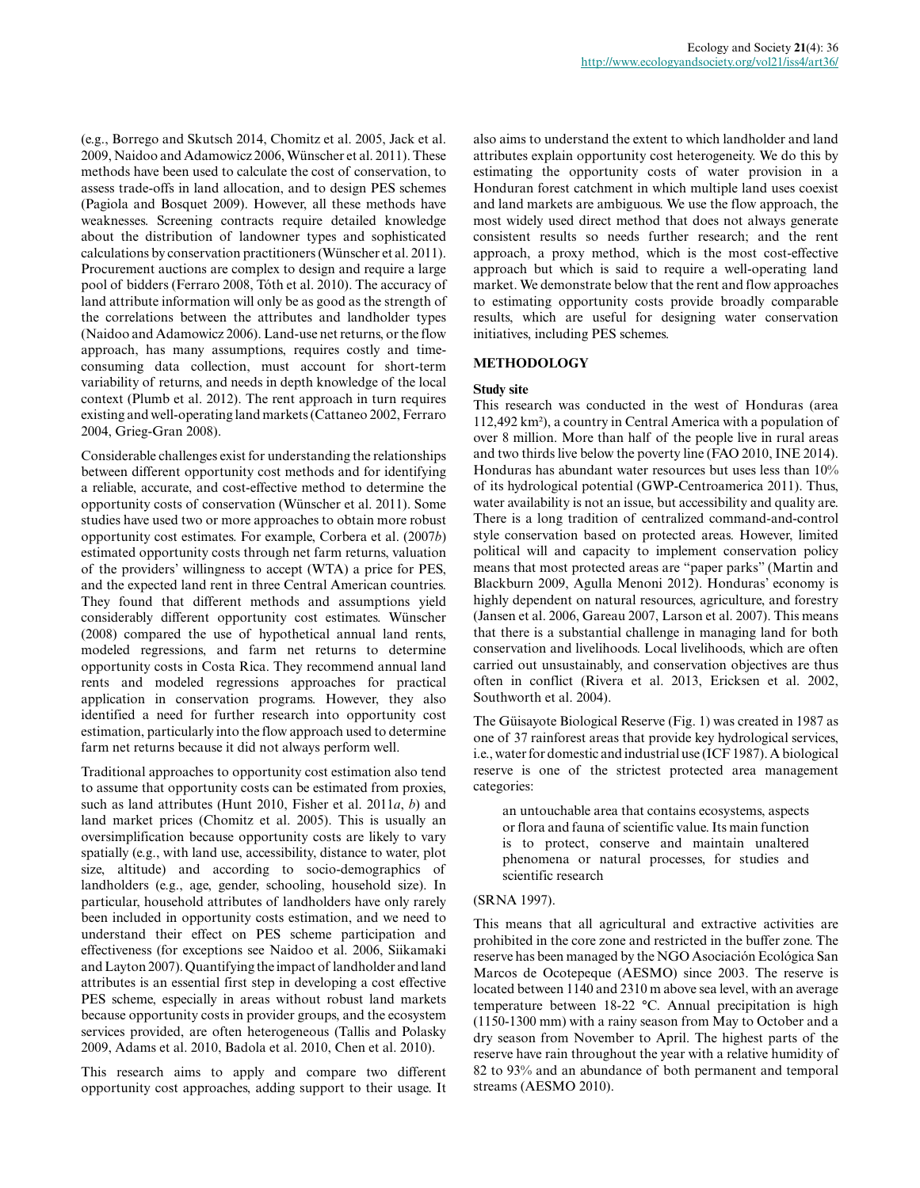(e.g., Borrego and Skutsch 2014, Chomitz et al. 2005, Jack et al. 2009, Naidoo and Adamowicz 2006, Wünscher et al. 2011). These methods have been used to calculate the cost of conservation, to assess trade-offs in land allocation, and to design PES schemes (Pagiola and Bosquet 2009). However, all these methods have weaknesses. Screening contracts require detailed knowledge about the distribution of landowner types and sophisticated calculations by conservation practitioners (Wünscher et al. 2011). Procurement auctions are complex to design and require a large pool of bidders (Ferraro 2008, Tóth et al. 2010). The accuracy of land attribute information will only be as good as the strength of the correlations between the attributes and landholder types (Naidoo and Adamowicz 2006). Land-use net returns, or the flow approach, has many assumptions, requires costly and time-consuming data collection, must account for short-term variability of returns, and needs in depth knowledge of the local context (Plumb et al. 2012). The rent approach in turn requires existing and well-operating land markets (Cattaneo 2002, Ferraro 2004, Grieg-Gran 2008).

Considerable challenges exist for understanding the relationships between different opportunity cost methods and for identifying a reliable, accurate, and cost-effective method to determine the opportunity costs of conservation (Wünscher et al. 2011). Some studies have used two or more approaches to obtain more robust opportunity cost estimates. For example, Corbera et al. (2007*b*) estimated opportunity costs through net farm returns, valuation of the providers' willingness to accept (WTA) a price for PES, and the expected land rent in three Central American countries. They found that different methods and assumptions yield considerably different opportunity cost estimates. Wünscher (2008) compared the use of hypothetical annual land rents, modeled regressions, and farm net returns to determine opportunity costs in Costa Rica. They recommend annual land rents and modeled regressions approaches for practical application in conservation programs. However, they also identified a need for further research into opportunity cost estimation, particularly into the flow approach used to determine farm net returns because it did not always perform well.

Traditional approaches to opportunity cost estimation also tend to assume that opportunity costs can be estimated from proxies, such as land attributes (Hunt 2010, Fisher et al. 2011*a*, *b*) and land market prices (Chomitz et al. 2005). This is usually an oversimplification because opportunity costs are likely to vary spatially (e.g., with land use, accessibility, distance to water, plot size, altitude) and according to socio-demographics of landholders (e.g., age, gender, schooling, household size). In particular, household attributes of landholders have only rarely been included in opportunity costs estimation, and we need to understand their effect on PES scheme participation and effectiveness (for exceptions see Naidoo et al. 2006, Siikamaki and Layton 2007). Quantifying the impact of landholder and land attributes is an essential first step in developing a cost effective PES scheme, especially in areas without robust land markets because opportunity costs in provider groups, and the ecosystem services provided, are often heterogeneous (Tallis and Polasky 2009, Adams et al. 2010, Badola et al. 2010, Chen et al. 2010).

This research aims to apply and compare two different opportunity cost approaches, adding support to their usage. It also aims to understand the extent to which landholder and land attributes explain opportunity cost heterogeneity. We do this by estimating the opportunity costs of water provision in a Honduran forest catchment in which multiple land uses coexist and land markets are ambiguous. We use the flow approach, the most widely used direct method that does not always generate consistent results so needs further research; and the rent approach, a proxy method, which is the most cost-effective approach but which is said to require a well-operating land market. We demonstrate below that the rent and flow approaches to estimating opportunity costs provide broadly comparable results, which are useful for designing water conservation initiatives, including PES schemes.

## METHODOLOGY

### Study site

This research was conducted in the west of Honduras (area 112,492 km²), a country in Central America with a population of over 8 million. More than half of the people live in rural areas and two thirds live below the poverty line (FAO 2010, INE 2014). Honduras has abundant water resources but uses less than 10% of its hydrological potential (GWP-Centroamerica 2011). Thus, water availability is not an issue, but accessibility and quality are. There is a long tradition of centralized command-and-control style conservation based on protected areas. However, limited political will and capacity to implement conservation policy means that most protected areas are "paper parks" (Martin and Blackburn 2009, Agulla Menoni 2012). Honduras' economy is highly dependent on natural resources, agriculture, and forestry (Jansen et al. 2006, Gareau 2007, Larson et al. 2007). This means that there is a substantial challenge in managing land for both conservation and livelihoods. Local livelihoods, which are often carried out unsustainably, and conservation objectives are thus often in conflict (Rivera et al. 2013, Ericksen et al. 2002, Southworth et al. 2004).

The Güisayote Biological Reserve (Fig. 1) was created in 1987 as one of 37 rainforest areas that provide key hydrological services, i.e., water for domestic and industrial use (ICF 1987). A biological reserve is one of the strictest protected area management categories:

> an untouchable area that contains ecosystems, aspects or flora and fauna of scientific value. Its main function is to protect, conserve and maintain unaltered phenomena or natural processes, for studies and scientific research

(SRNA 1997).

This means that all agricultural and extractive activities are prohibited in the core zone and restricted in the buffer zone. The reserve has been managed by the NGO Asociación Ecológica San Marcos de Ocotepeque (AESMO) since 2003. The reserve is located between 1140 and 2310 m above sea level, with an average temperature between 18-22 °C. Annual precipitation is high (1150-1300 mm) with a rainy season from May to October and a dry season from November to April. The highest parts of the reserve have rain throughout the year with a relative humidity of 82 to 93% and an abundance of both permanent and temporal streams (AESMO 2010).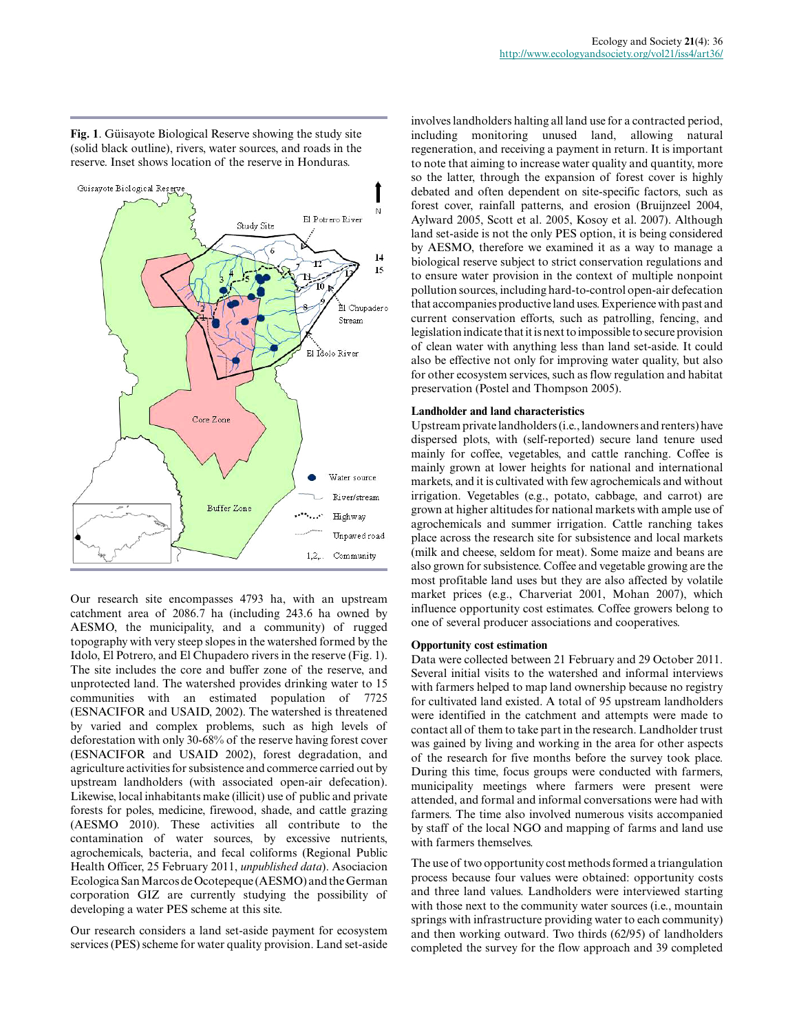**Fig. 1**. Güisayote Biological Reserve showing the study site (solid black outline), rivers, water sources, and roads in the reserve. Inset shows location of the reserve in Honduras.

Guisayote Biological Reserve

Study Site

El Potrero River

N

El Chupadero Stream

El Idolo River

Core Zone

Buffer Zone

Water source

River/stream

Highway

Unpaved road

1,2,.. Community

Our research site encompasses 4793 ha, with an upstream catchment area of 2086.7 ha (including 243.6 ha owned by AESMO, the municipality, and a community) of rugged topography with very steep slopes in the watershed formed by the Idolo, El Potrero, and El Chupadero rivers in the reserve (Fig. 1). The site includes the core and buffer zone of the reserve, and unprotected land. The watershed provides drinking water to 15 communities with an estimated population of 7725 (ESNACIFOR and USAID, 2002). The watershed is threatened by varied and complex problems, such as high levels of deforestation with only 30-68% of the reserve having forest cover (ESNACIFOR and USAID 2002), forest degradation, and agriculture activities for subsistence and commerce carried out by upstream landholders (with associated open-air defecation). Likewise, local inhabitants make (illicit) use of public and private forests for poles, medicine, firewood, shade, and cattle grazing (AESMO 2010). These activities all contribute to the contamination of water sources, by excessive nutrients, agrochemicals, bacteria, and fecal coliforms (Regional Public Health Officer, 25 February 2011, *unpublished data*). Asociacion Ecologica San Marcos de Ocotepeque (AESMO) and the German corporation GIZ are currently studying the possibility of developing a water PES scheme at this site.

Our research considers a land set-aside payment for ecosystem services (PES) scheme for water quality provision. Land set-aside involves landholders halting all land use for a contracted period, including monitoring unused land, allowing natural regeneration, and receiving a payment in return. It is important to note that aiming to increase water quality and quantity, more so the latter, through the expansion of forest cover is highly debated and often dependent on site-specific factors, such as forest cover, rainfall patterns, and erosion (Bruijnzeel 2004, Aylward 2005, Scott et al. 2005, Kosoy et al. 2007). Although land set-aside is not the only PES option, it is being considered by AESMO, therefore we examined it as a way to manage a biological reserve subject to strict conservation regulations and to ensure water provision in the context of multiple nonpoint pollution sources, including hard-to-control open-air defecation that accompanies productive land uses. Experience with past and current conservation efforts, such as patrolling, fencing, and legislation indicate that it is next to impossible to secure provision of clean water with anything less than land set-aside. It could also be effective not only for improving water quality, but also for other ecosystem services, such as flow regulation and habitat preservation (Postel and Thompson 2005).

### Landholder and land characteristics

Upstream private landholders (i.e., landowners and renters) have dispersed plots, with (self-reported) secure land tenure used mainly for coffee, vegetables, and cattle ranching. Coffee is mainly grown at lower heights for national and international markets, and it is cultivated with few agrochemicals and without irrigation. Vegetables (e.g., potato, cabbage, and carrot) are grown at higher altitudes for national markets with ample use of agrochemicals and summer irrigation. Cattle ranching takes place across the research site for subsistence and local markets (milk and cheese, seldom for meat). Some maize and beans are also grown for subsistence. Coffee and vegetable growing are the most profitable land uses but they are also affected by volatile market prices (e.g., Charveriat 2001, Mohan 2007), which influence opportunity cost estimates. Coffee growers belong to one of several producer associations and cooperatives.

### Opportunity cost estimation

Data were collected between 21 February and 29 October 2011. Several initial visits to the watershed and informal interviews with farmers helped to map land ownership because no registry for cultivated land existed. A total of 95 upstream landholders were identified in the catchment and attempts were made to contact all of them to take part in the research. Landholder trust was gained by living and working in the area for other aspects of the research for five months before the survey took place. During this time, focus groups were conducted with farmers, municipality meetings where farmers were present were attended, and formal and informal conversations were had with farmers. The time also involved numerous visits accompanied by staff of the local NGO and mapping of farms and land use with farmers themselves.

The use of two opportunity cost methods formed a triangulation process because four values were obtained: opportunity costs and three land values. Landholders were interviewed starting with those next to the community water sources (i.e., mountain springs with infrastructure providing water to each community) and then working outward. Two thirds (62/95) of landholders completed the survey for the flow approach and 39 completed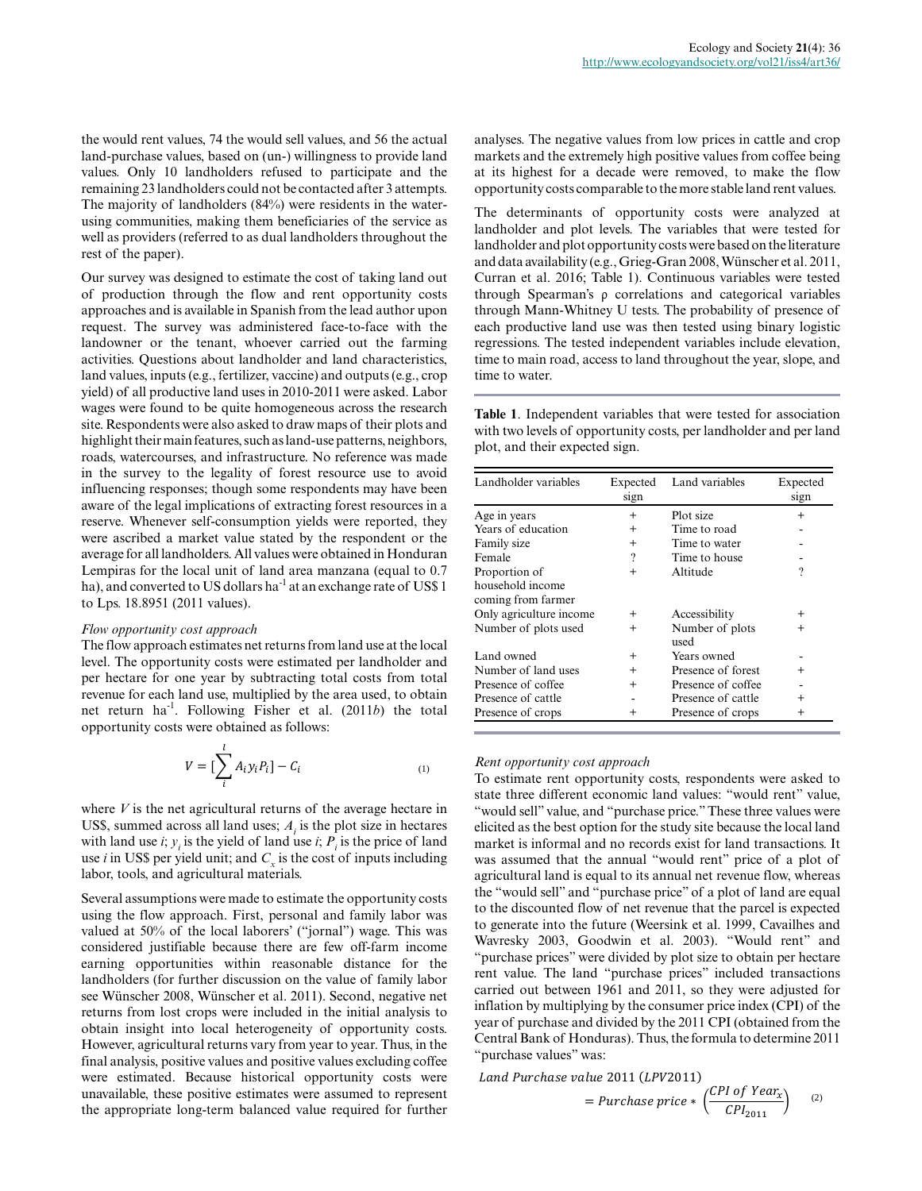the would rent values, 74 the would sell values, and 56 the actual land-purchase values, based on (un-) willingness to provide land values. Only 10 landholders refused to participate and the remaining 23 landholders could not be contacted after 3 attempts. The majority of landholders (84%) were residents in the water-using communities, making them beneficiaries of the service as well as providers (referred to as dual landholders throughout the rest of the paper).

Our survey was designed to estimate the cost of taking land out of production through the flow and rent opportunity costs approaches and is available in Spanish from the lead author upon request. The survey was administered face-to-face with the landowner or the tenant, whoever carried out the farming activities. Questions about landholder and land characteristics, land values, inputs (e.g., fertilizer, vaccine) and outputs (e.g., crop yield) of all productive land uses in 2010-2011 were asked. Labor wages were found to be quite homogeneous across the research site. Respondents were also asked to draw maps of their plots and highlight their main features, such as land-use patterns, neighbors, roads, watercourses, and infrastructure. No reference was made in the survey to the legality of forest resource use to avoid influencing responses; though some respondents may have been aware of the legal implications of extracting forest resources in a reserve. Whenever self-consumption yields were reported, they were ascribed a market value stated by the respondent or the average for all landholders. All values were obtained in Honduran Lempiras for the local unit of land area manzana (equal to 0.7 ha), and converted to US dollars ha$^{-1}$ at an exchange rate of US\$ 1 to Lps. 18.8951 (2011 values).

### *Flow opportunity cost approach*

The flow approach estimates net returns from land use at the local level. The opportunity costs were estimated per landholder and per hectare for one year by subtracting total costs from total revenue for each land use, multiplied by the area used, to obtain net return ha$^{-1}$. Following Fisher et al. (2011*b*) the total opportunity costs were obtained as follows:

$$V = [\sum_{i}^{l} A_i y_i P_i] - C_i \tag{1}$$

where $V$ is the net agricultural returns of the average hectare in US\$, summed across all land uses; $A_i$ is the plot size in hectares with land use $i$; $y_i$ is the yield of land use $i$; $P_i$ is the price of land use $i$ in US\$ per yield unit; and $C_x$ is the cost of inputs including labor, tools, and agricultural materials.

Several assumptions were made to estimate the opportunity costs using the flow approach. First, personal and family labor was valued at 50% of the local laborers' ("jornal") wage. This was considered justifiable because there are few off-farm income earning opportunities within reasonable distance for the landholders (for further discussion on the value of family labor see Wünscher 2008, Wünscher et al. 2011). Second, negative net returns from lost crops were included in the initial analysis to obtain insight into local heterogeneity of opportunity costs. However, agricultural returns vary from year to year. Thus, in the final analysis, positive values and positive values excluding coffee were estimated. Because historical opportunity costs were unavailable, these positive estimates were assumed to represent the appropriate long-term balanced value required for further analyses. The negative values from low prices in cattle and crop markets and the extremely high positive values from coffee being at its highest for a decade were removed, to make the flow opportunity costs comparable to the more stable land rent values.

The determinants of opportunity costs were analyzed at landholder and plot levels. The variables that were tested for landholder and plot opportunity costs were based on the literature and data availability (e.g., Grieg-Gran 2008, Wünscher et al. 2011, Curran et al. 2016; Table 1). Continuous variables were tested through Spearman's ρ correlations and categorical variables through Mann-Whitney U tests. The probability of presence of each productive land use was then tested using binary logistic regressions. The tested independent variables include elevation, time to main road, access to land throughout the year, slope, and time to water.

**Table 1**. Independent variables that were tested for association with two levels of opportunity costs, per landholder and per land plot, and their expected sign.

| Landholder variables | Expected sign | Land variables | Expected sign |
|---|---|---|---|
| Age in years | + | Plot size | + |
| Years of education | + | Time to road | - |
| Family size | + | Time to water | - |
| Female | ? | Time to house | - |
| Proportion of household income coming from farmer | + | Altitude | ? |
| Only agriculture income | + | Accessibility | + |
| Number of plots used | + | Number of plots used | + |
| Land owned | + | Years owned | - |
| Number of land uses | + | Presence of forest | + |
| Presence of coffee | + | Presence of coffee | - |
| Presence of cattle | - | Presence of cattle | + |
| Presence of crops | + | Presence of crops | + |

### *Rent opportunity cost approach*

To estimate rent opportunity costs, respondents were asked to state three different economic land values: "would rent" value, "would sell" value, and "purchase price." These three values were elicited as the best option for the study site because the local land market is informal and no records exist for land transactions. It was assumed that the annual "would rent" price of a plot of agricultural land is equal to its annual net revenue flow, whereas the "would sell" and "purchase price" of a plot of land are equal to the discounted flow of net revenue that the parcel is expected to generate into the future (Weersink et al. 1999, Cavailhes and Wavresky 2003, Goodwin et al. 2003). "Would rent" and "purchase prices" were divided by plot size to obtain per hectare rent value. The land "purchase prices" included transactions carried out between 1961 and 2011, so they were adjusted for inflation by multiplying by the consumer price index (CPI) of the year of purchase and divided by the 2011 CPI (obtained from the Central Bank of Honduras). Thus, the formula to determine 2011 "purchase values" was:

$$Land\ Purchase\ value\ 2011\ (LPV2011) = Purchase\ price * \left(\frac{CPI\ of\ Year_x}{CPI_{2011}}\right) \tag{2}$$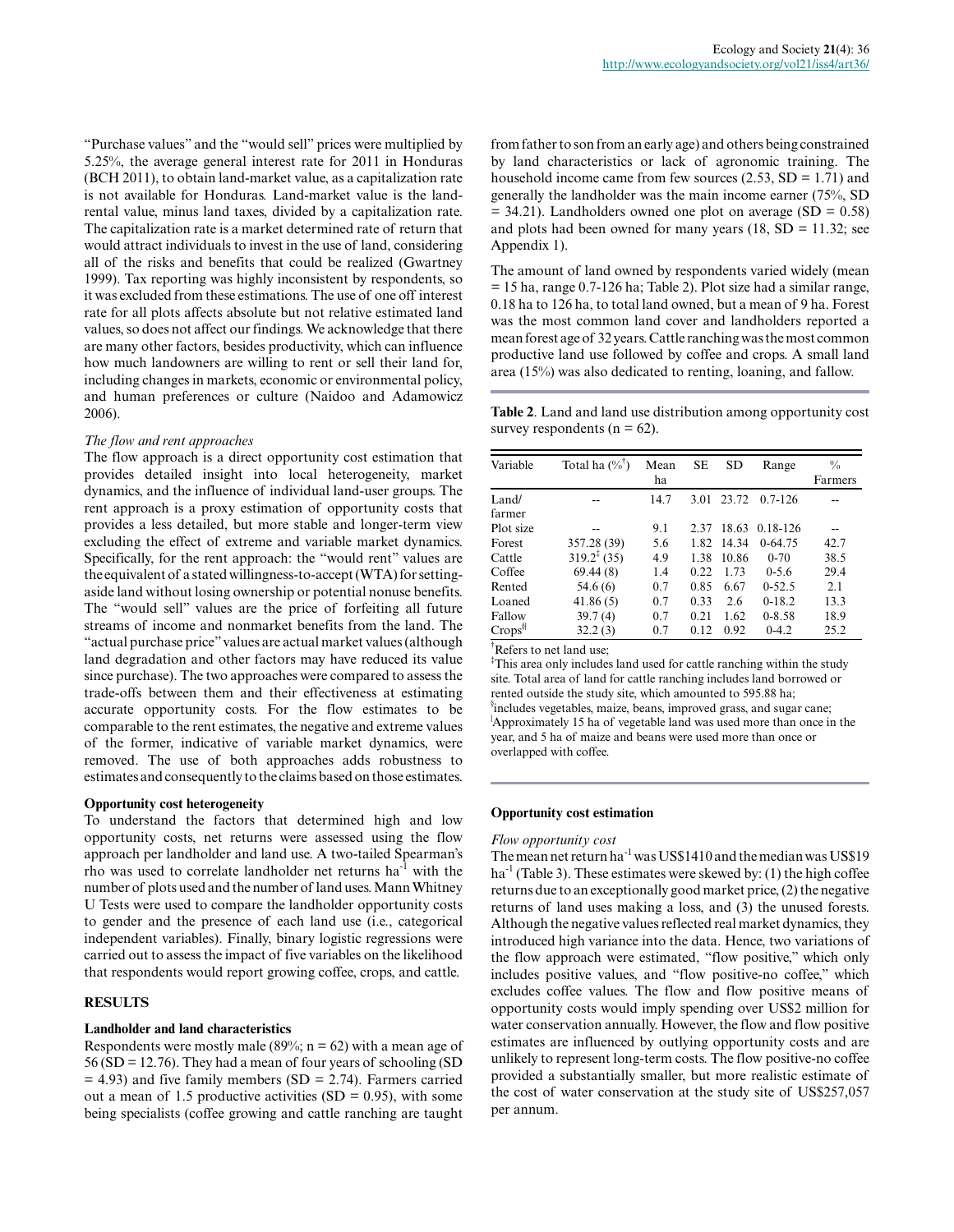"Purchase values" and the "would sell" prices were multiplied by 5.25%, the average general interest rate for 2011 in Honduras (BCH 2011), to obtain land-market value, as a capitalization rate is not available for Honduras. Land-market value is the land-rental value, minus land taxes, divided by a capitalization rate. The capitalization rate is a market determined rate of return that would attract individuals to invest in the use of land, considering all of the risks and benefits that could be realized (Gwartney 1999). Tax reporting was highly inconsistent by respondents, so it was excluded from these estimations. The use of one off interest rate for all plots affects absolute but not relative estimated land values, so does not affect our findings. We acknowledge that there are many other factors, besides productivity, which can influence how much landowners are willing to rent or sell their land for, including changes in markets, economic or environmental policy, and human preferences or culture (Naidoo and Adamowicz 2006).

*The flow and rent approaches*

The flow approach is a direct opportunity cost estimation that provides detailed insight into local heterogeneity, market dynamics, and the influence of individual land-user groups. The rent approach is a proxy estimation of opportunity costs that provides a less detailed, but more stable and longer-term view excluding the effect of extreme and variable market dynamics. Specifically, for the rent approach: the "would rent" values are the equivalent of a stated willingness-to-accept (WTA) for setting-aside land without losing ownership or potential nonuse benefits. The "would sell" values are the price of forfeiting all future streams of income and nonmarket benefits from the land. The "actual purchase price" values are actual market values (although land degradation and other factors may have reduced its value since purchase). The two approaches were compared to assess the trade-offs between them and their effectiveness at estimating accurate opportunity costs. For the flow estimates to be comparable to the rent estimates, the negative and extreme values of the former, indicative of variable market dynamics, were removed. The use of both approaches adds robustness to estimates and consequently to the claims based on those estimates.

### Opportunity cost heterogeneity

To understand the factors that determined high and low opportunity costs, net returns were assessed using the flow approach per landholder and land use. A two-tailed Spearman's rho was used to correlate landholder net returns $ha^{-1}$ with the number of plots used and the number of land uses. Mann Whitney U Tests were used to compare the landholder opportunity costs to gender and the presence of each land use (i.e., categorical independent variables). Finally, binary logistic regressions were carried out to assess the impact of five variables on the likelihood that respondents would report growing coffee, crops, and cattle.

## RESULTS

### Landholder and land characteristics

Respondents were mostly male (89%; n = 62) with a mean age of 56 (SD = 12.76). They had a mean of four years of schooling (SD = 4.93) and five family members (SD = 2.74). Farmers carried out a mean of 1.5 productive activities (SD = 0.95), with some being specialists (coffee growing and cattle ranching are taught from father to son from an early age) and others being constrained by land characteristics or lack of agronomic training. The household income came from few sources (2.53, SD = 1.71) and generally the landholder was the main income earner (75%, SD = 34.21). Landholders owned one plot on average (SD = 0.58) and plots had been owned for many years (18, SD = 11.32; see Appendix 1).

The amount of land owned by respondents varied widely (mean = 15 ha, range 0.7-126 ha; Table 2). Plot size had a similar range, 0.18 ha to 126 ha, to total land owned, but a mean of 9 ha. Forest was the most common land cover and landholders reported a mean forest age of 32 years. Cattle ranching was the most common productive land use followed by coffee and crops. A small land area (15%) was also dedicated to renting, loaning, and fallow.

**Table 2**. Land and land use distribution among opportunity cost survey respondents (n = 62).

| Variable | Total ha (%[†]) | Mean ha | SE | SD | Range | % Farmers |
|---|---|---|---|---|---|---|
| Land/ farmer | -- | 14.7 | 3.01 | 23.72 | 0.7-126 | -- |
| Plot size | -- | 9.1 | 2.37 | 18.63 | 0.18-126 | -- |
| Forest | 357.28 (39) | 5.6 | 1.82 | 14.34 | 0-64.75 | 42.7 |
| Cattle | 319.2[‡] (35) | 4.9 | 1.38 | 10.86 | 0-70 | 38.5 |
| Coffee | 69.44 (8) | 1.4 | 0.22 | 1.73 | 0-5.6 | 29.4 |
| Rented | 54.6 (6) | 0.7 | 0.85 | 6.67 | 0-52.5 | 2.1 |
| Loaned | 41.86 (5) | 0.7 | 0.33 | 2.6 | 0-18.2 | 13.3 |
| Fallow | 39.7 (4) | 0.7 | 0.21 | 1.62 | 0-8.58 | 18.9 |
| Crops[§‖] | 32.2 (3) | 0.7 | 0.12 | 0.92 | 0-4.2 | 25.2 |

[†]Refers to net land use;
[‡]This area only includes land used for cattle ranching within the study site. Total area of land for cattle ranching includes land borrowed or rented outside the study site, which amounted to 595.88 ha;
[§]includes vegetables, maize, beans, improved grass, and sugar cane;
[‖]Approximately 15 ha of vegetable land was used more than once in the year, and 5 ha of maize and beans were used more than once or overlapped with coffee.

### Opportunity cost estimation

*Flow opportunity cost*

The mean net return $ha^{-1}$ was US\$1410 and the median was US\$19 $ha^{-1}$ (Table 3). These estimates were skewed by: (1) the high coffee returns due to an exceptionally good market price, (2) the negative returns of land uses making a loss, and (3) the unused forests. Although the negative values reflected real market dynamics, they introduced high variance into the data. Hence, two variations of the flow approach were estimated, "flow positive," which only includes positive values, and "flow positive-no coffee," which excludes coffee values. The flow and flow positive means of opportunity costs would imply spending over US\$2 million for water conservation annually. However, the flow and flow positive estimates are influenced by outlying opportunity costs and are unlikely to represent long-term costs. The flow positive-no coffee provided a substantially smaller, but more realistic estimate of the cost of water conservation at the study site of US\$257,057 per annum.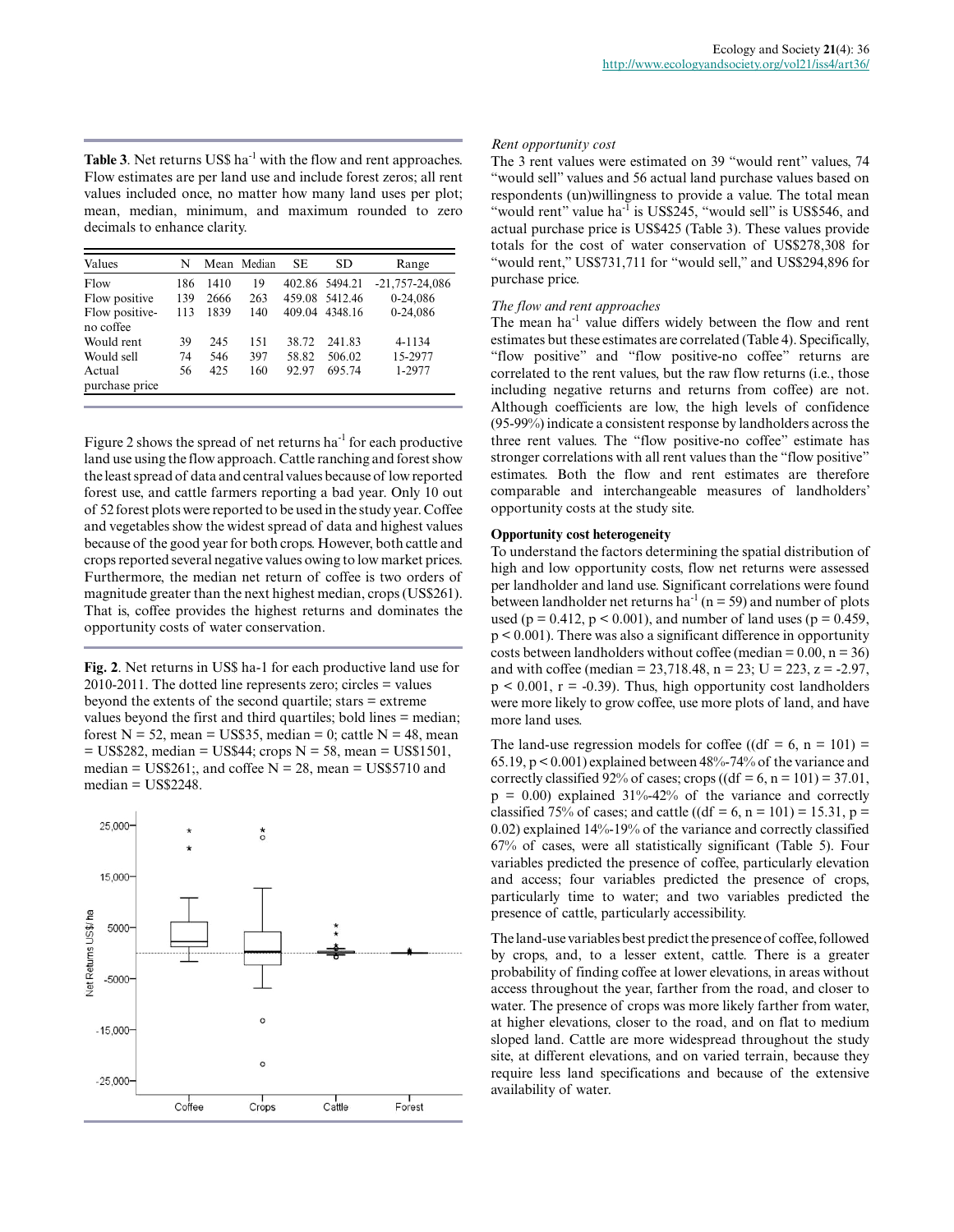**Table 3**. Net returns US\$ ha$^{-1}$ with the flow and rent approaches. Flow estimates are per land use and include forest zeros; all rent values included once, no matter how many land uses per plot; mean, median, minimum, and maximum rounded to zero decimals to enhance clarity.

| Values | N | Mean | Median | SE | SD | Range |
|---|---|---|---|---|---|---|
| Flow | 186 | 1410 | 19 | 402.86 | 5494.21 | -21,757-24,086 |
| Flow positive | 139 | 2666 | 263 | 459.08 | 5412.46 | 0-24,086 |
| Flow positive-no coffee | 113 | 1839 | 140 | 409.04 | 4348.16 | 0-24,086 |
| Would rent | 39 | 245 | 151 | 38.72 | 241.83 | 4-1134 |
| Would sell | 74 | 546 | 397 | 58.82 | 506.02 | 15-2977 |
| Actual purchase price | 56 | 425 | 160 | 92.97 | 695.74 | 1-2977 |

Figure 2 shows the spread of net returns ha$^{-1}$ for each productive land use using the flow approach. Cattle ranching and forest show the least spread of data and central values because of low reported forest use, and cattle farmers reporting a bad year. Only 10 out of 52 forest plots were reported to be used in the study year. Coffee and vegetables show the widest spread of data and highest values because of the good year for both crops. However, both cattle and crops reported several negative values owing to low market prices. Furthermore, the median net return of coffee is two orders of magnitude greater than the next highest median, crops (US\$261). That is, coffee provides the highest returns and dominates the opportunity costs of water conservation.

**Fig. 2**. Net returns in US\$ ha-1 for each productive land use for 2010-2011. The dotted line represents zero; circles = values beyond the extents of the second quartile; stars = extreme values beyond the first and third quartiles; bold lines = median; forest N = 52, mean = US\$35, median = 0; cattle N = 48, mean = US\$282, median = US\$44; crops N = 58, mean = US\$1501, median = US\$261;, and coffee N = 28, mean = US\$5710 and median = US\$2248.

*Rent opportunity cost*

The 3 rent values were estimated on 39 "would rent" values, 74 "would sell" values and 56 actual land purchase values based on respondents (un)willingness to provide a value. The total mean "would rent" value ha$^{-1}$ is US\$245, "would sell" is US\$546, and actual purchase price is US\$425 (Table 3). These values provide totals for the cost of water conservation of US\$278,308 for "would rent," US\$731,711 for "would sell," and US\$294,896 for purchase price.

*The flow and rent approaches*

The mean ha$^{-1}$ value differs widely between the flow and rent estimates but these estimates are correlated (Table 4). Specifically, "flow positive" and "flow positive-no coffee" returns are correlated to the rent values, but the raw flow returns (i.e., those including negative returns and returns from coffee) are not. Although coefficients are low, the high levels of confidence (95-99%) indicate a consistent response by landholders across the three rent values. The "flow positive-no coffee" estimate has stronger correlations with all rent values than the "flow positive" estimates. Both the flow and rent estimates are therefore comparable and interchangeable measures of landholders' opportunity costs at the study site.

**Opportunity cost heterogeneity**

To understand the factors determining the spatial distribution of high and low opportunity costs, flow net returns were assessed per landholder and land use. Significant correlations were found between landholder net returns ha$^{-1}$ ($n = 59$) and number of plots used ($\rho = 0.412$, $p < 0.001$), and number of land uses ($\rho = 0.459$, $p < 0.001$). There was also a significant difference in opportunity costs between landholders without coffee (median = 0.00, n = 36) and with coffee (median = 23,718.48, n = 23; $U = 223$, $z = -2.97$, $p < 0.001$, $r = -0.39$). Thus, high opportunity cost landholders were more likely to grow coffee, use more plots of land, and have more land uses.

The land-use regression models for coffee ((df = 6, n = 101) = 65.19, $p < 0.001$) explained between 48%-74% of the variance and correctly classified 92% of cases; crops ((df = 6, n = 101) = 37.01, $p = 0.00$) explained 31%-42% of the variance and correctly classified 75% of cases; and cattle ((df = 6, n = 101) = 15.31, $p = 0.02$) explained 14%-19% of the variance and correctly classified 67% of cases, were all statistically significant (Table 5). Four variables predicted the presence of coffee, particularly elevation and access; four variables predicted the presence of crops, particularly time to water; and two variables predicted the presence of cattle, particularly accessibility.

The land-use variables best predict the presence of coffee, followed by crops, and, to a lesser extent, cattle. There is a greater probability of finding coffee at lower elevations, in areas without access throughout the year, farther from the road, and closer to water. The presence of crops was more likely farther from water, at higher elevations, closer to the road, and on flat to medium sloped land. Cattle are more widespread throughout the study site, at different elevations, and on varied terrain, because they require less land specifications and because of the extensive availability of water.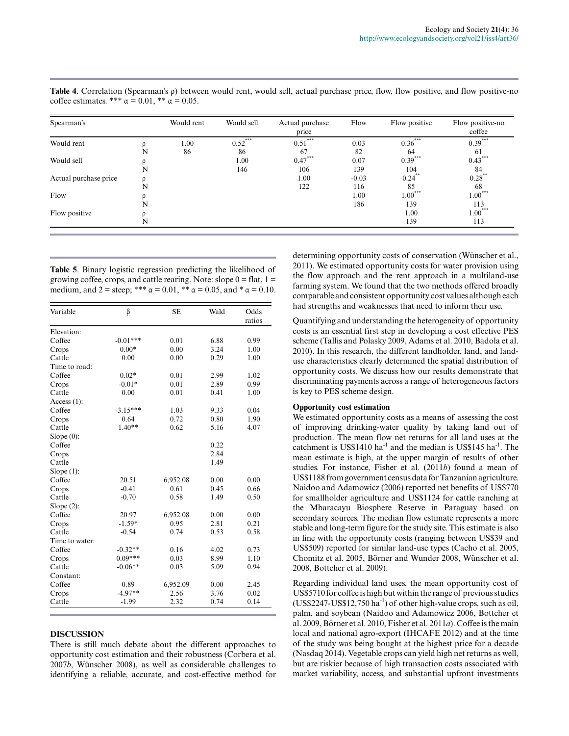**Table 4**. Correlation (Spearman's ρ) between would rent, would sell, actual purchase price, flow, flow positive, and flow positive-no coffee estimates. *** α = 0.01, ** α = 0.05.

| Spearman's | | Would rent | Would sell | Actual purchase price | Flow | Flow positive | Flow positive-no coffee |
|---|---|---|---|---|---|---|---|
| Would rent | ρ | 1.00 | 0.52*** | 0.51*** | 0.03 | 0.36*** | 0.39*** |
| | N | 86 | 86 | 67 | 82 | 64 | 61 |
| Would sell | ρ | | 1.00 | 0.47*** | 0.07 | 0.39*** | 0.43*** |
| | N | | 146 | 106 | 139 | 104 | 84 |
| Actual purchase price | ρ | | | 1.00 | -0.03 | 0.24** | 0.28** |
| | N | | | 122 | 116 | 85 | 68 |
| Flow | ρ | | | | 1.00 | 1.00*** | 1.00*** |
| | N | | | | 186 | 139 | 113 |
| Flow positive | ρ | | | | | 1.00 | 1.00*** |
| | N | | | | | 139 | 113 |

**Table 5**. Binary logistic regression predicting the likelihood of growing coffee, crops, and cattle rearing. Note: slope 0 = flat, 1 = medium, and 2 = steep; *** α = 0.01, ** α = 0.05, and * α = 0.10.

| Variable | β | SE | Wald | Odds ratios |
|---|---|---|---|---|
| Elevation: | | | | |
| Coffee | -0.01*** | 0.01 | 6.88 | 0.99 |
| Crops | 0.00* | 0.00 | 3.24 | 1.00 |
| Cattle | 0.00 | 0.00 | 0.29 | 1.00 |
| Time to road: | | | | |
| Coffee | 0.02* | 0.01 | 2.99 | 1.02 |
| Crops | -0.01* | 0.01 | 2.89 | 0.99 |
| Cattle | 0.00 | 0.01 | 0.41 | 1.00 |
| Access (1): | | | | |
| Coffee | -3.15*** | 1.03 | 9.33 | 0.04 |
| Crops | 0.64 | 0.72 | 0.80 | 1.90 |
| Cattle | 1.40** | 0.62 | 5.16 | 4.07 |
| Slope (0): | | | | |
| Coffee | | | 0.22 | |
| Crops | | | 2.84 | |
| Cattle | | | 1.49 | |
| Slope (1): | | | | |
| Coffee | 20.51 | 6,952.08 | 0.00 | 0.00 |
| Crops | -0.41 | 0.61 | 0.45 | 0.66 |
| Cattle | -0.70 | 0.58 | 1.49 | 0.50 |
| Slope (2): | | | | |
| Coffee | 20.97 | 6,952.08 | 0.00 | 0.00 |
| Crops | -1.59* | 0.95 | 2.81 | 0.21 |
| Cattle | -0.54 | 0.74 | 0.53 | 0.58 |
| Time to water: | | | | |
| Coffee | -0.32** | 0.16 | 4.02 | 0.73 |
| Crops | 0.09*** | 0.03 | 8.99 | 1.10 |
| Cattle | -0.06** | 0.03 | 5.09 | 0.94 |
| Constant: | | | | |
| Coffee | 0.89 | 6,952.09 | 0.00 | 2.45 |
| Crops | -4.97** | 2.56 | 3.76 | 0.02 |
| Cattle | -1.99 | 2.32 | 0.74 | 0.14 |

## DISCUSSION

There is still much debate about the different approaches to opportunity cost estimation and their robustness (Corbera et al. 2007*b*, Wünscher 2008), as well as considerable challenges to identifying a reliable, accurate, and cost-effective method for determining opportunity costs of conservation (Wünscher et al., 2011). We estimated opportunity costs for water provision using the flow approach and the rent approach in a multiland-use farming system. We found that the two methods offered broadly comparable and consistent opportunity cost values although each had strengths and weaknesses that need to inform their use.

Quantifying and understanding the heterogeneity of opportunity costs is an essential first step in developing a cost effective PES scheme (Tallis and Polasky 2009, Adams et al. 2010, Badola et al. 2010). In this research, the different landholder, land, and land-use characteristics clearly determined the spatial distribution of opportunity costs. We discuss how our results demonstrate that discriminating payments across a range of heterogeneous factors is key to PES scheme design.

### Opportunity cost estimation

We estimated opportunity costs as a means of assessing the cost of improving drinking-water quality by taking land out of production. The mean flow net returns for all land uses at the catchment is US$1410 ha$^{-1}$ and the median is US$145 ha$^{-1}$. The mean estimate is high, at the upper margin of results of other studies. For instance, Fisher et al. (2011*b*) found a mean of US$1188 from government census data for Tanzanian agriculture. Naidoo and Adamowicz (2006) reported net benefits of US$770 for smallholder agriculture and US$1124 for cattle ranching at the Mbaracayu Biosphere Reserve in Paraguay based on secondary sources. The median flow estimate represents a more stable and long-term figure for the study site. This estimate is also in line with the opportunity costs (ranging between US$39 and US$509) reported for similar land-use types (Cacho et al. 2005, Chomitz et al. 2005, Börner and Wunder 2008, Wünscher et al. 2008, Bottcher et al. 2009).

Regarding individual land uses, the mean opportunity cost of US$5710 for coffee is high but within the range of previous studies (US$2247-US$12,750 ha$^{-1}$) of other high-value crops, such as oil, palm, and soybean (Naidoo and Adamowicz 2006, Bottcher et al. 2009, Börner et al. 2010, Fisher et al. 2011*a*). Coffee is the main local and national agro-export (IHCAFE 2012) and at the time of the study was being bought at the highest price for a decade (Nasdaq 2014). Vegetable crops can yield high net returns as well, but are riskier because of high transaction costs associated with market variability, access, and substantial upfront investments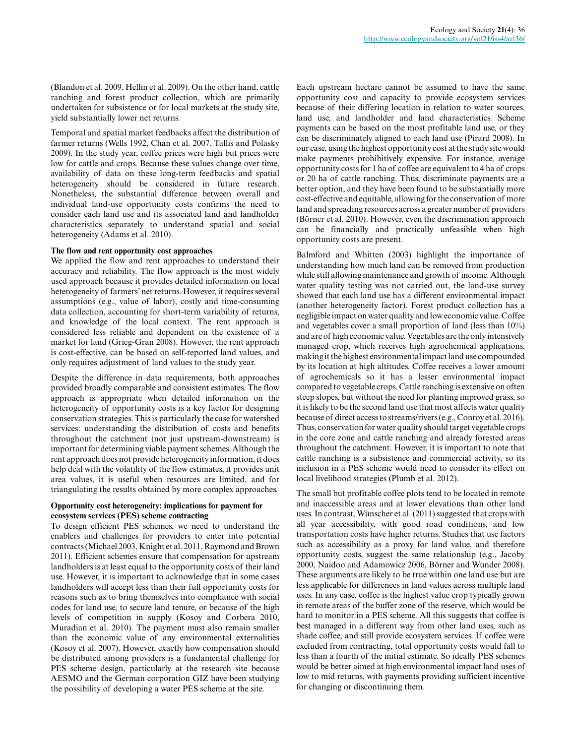(Blandon et al. 2009, Hellin et al. 2009). On the other hand, cattle ranching and forest product collection, which are primarily undertaken for subsistence or for local markets at the study site, yield substantially lower net returns.

Temporal and spatial market feedbacks affect the distribution of farmer returns (Wells 1992, Chan et al. 2007, Tallis and Polasky 2009). In the study year, coffee prices were high but prices were low for cattle and crops. Because these values change over time, availability of data on these long-term feedbacks and spatial heterogeneity should be considered in future research. Nonetheless, the substantial difference between overall and individual land-use opportunity costs confirms the need to consider each land use and its associated land and landholder characteristics separately to understand spatial and social heterogeneity (Adams et al. 2010).

**The flow and rent opportunity cost approaches**

We applied the flow and rent approaches to understand their accuracy and reliability. The flow approach is the most widely used approach because it provides detailed information on local heterogeneity of farmers' net returns. However, it requires several assumptions (e.g., value of labor), costly and time-consuming data collection, accounting for short-term variability of returns, and knowledge of the local context. The rent approach is considered less reliable and dependent on the existence of a market for land (Grieg-Gran 2008). However, the rent approach is cost-effective, can be based on self-reported land values, and only requires adjustment of land values to the study year.

Despite the difference in data requirements, both approaches provided broadly comparable and consistent estimates. The flow approach is appropriate when detailed information on the heterogeneity of opportunity costs is a key factor for designing conservation strategies. This is particularly the case for watershed services: understanding the distribution of costs and benefits throughout the catchment (not just upstream-downstream) is important for determining viable payment schemes. Although the rent approach does not provide heterogeneity information, it does help deal with the volatility of the flow estimates, it provides unit area values, it is useful when resources are limited, and for triangulating the results obtained by more complex approaches.

**Opportunity cost heterogeneity: implications for payment for ecosystem services (PES) scheme contracting**

To design efficient PES schemes, we need to understand the enablers and challenges for providers to enter into potential contracts (Michael 2003, Knight et al. 2011, Raymond and Brown 2011). Efficient schemes ensure that compensation for upstream landholders is at least equal to the opportunity costs of their land use. However, it is important to acknowledge that in some cases landholders will accept less than their full opportunity costs for reasons such as to bring themselves into compliance with social codes for land use, to secure land tenure, or because of the high levels of competition in supply (Kosoy and Corbera 2010, Muradian et al. 2010). The payment must also remain smaller than the economic value of any environmental externalities (Kosoy et al. 2007). However, exactly how compensation should be distributed among providers is a fundamental challenge for PES scheme design, particularly at the research site because AESMO and the German corporation GIZ have been studying the possibility of developing a water PES scheme at the site.

Each upstream hectare cannot be assumed to have the same opportunity cost and capacity to provide ecosystem services because of their differing location in relation to water sources, land use, and landholder and land characteristics. Scheme payments can be based on the most profitable land use, or they can be discriminately aligned to each land use (Pirard 2008). In our case, using the highest opportunity cost at the study site would make payments prohibitively expensive. For instance, average opportunity costs for 1 ha of coffee are equivalent to 4 ha of crops or 20 ha of cattle ranching. Thus, discriminate payments are a better option, and they have been found to be substantially more cost-effective and equitable, allowing for the conservation of more land and spreading resources across a greater number of providers (Börner et al. 2010). However, even the discrimination approach can be financially and practically unfeasible when high opportunity costs are present.

Balmford and Whitten (2003) highlight the importance of understanding how much land can be removed from production while still allowing maintenance and growth of income. Although water quality testing was not carried out, the land-use survey showed that each land use has a different environmental impact (another heterogeneity factor). Forest product collection has a negligible impact on water quality and low economic value. Coffee and vegetables cover a small proportion of land (less than 10%) and are of high economic value. Vegetables are the only intensively managed crop, which receives high agrochemical applications, making it the highest environmental impact land use compounded by its location at high altitudes. Coffee receives a lower amount of agrochemicals so it has a lesser environmental impact compared to vegetable crops. Cattle ranching is extensive on often steep slopes, but without the need for planting improved grass, so it is likely to be the second land use that most affects water quality because of direct access to streams/rivers (e.g., Conroy et al. 2016). Thus, conservation for water quality should target vegetable crops in the core zone and cattle ranching and already forested areas throughout the catchment. However, it is important to note that cattle ranching is a subsistence and commercial activity, so its inclusion in a PES scheme would need to consider its effect on local livelihood strategies (Plumb et al. 2012).

The small but profitable coffee plots tend to be located in remote and inaccessible areas and at lower elevations than other land uses. In contrast, Wünscher et al. (2011) suggested that crops with all year accessibility, with good road conditions, and low transportation costs have higher returns. Studies that use factors such as accessibility as a proxy for land value, and therefore opportunity costs, suggest the same relationship (e.g., Jacoby 2000, Naidoo and Adamowicz 2006, Börner and Wunder 2008). These arguments are likely to be true within one land use but are less applicable for differences in land values across multiple land uses. In any case, coffee is the highest value crop typically grown in remote areas of the buffer zone of the reserve, which would be hard to monitor in a PES scheme. All this suggests that coffee is best managed in a different way from other land uses, such as shade coffee, and still provide ecosystem services. If coffee were excluded from contracting, total opportunity costs would fall to less than a fourth of the initial estimate. So ideally PES schemes would be better aimed at high environmental impact land uses of low to mid returns, with payments providing sufficient incentive for changing or discontinuing them.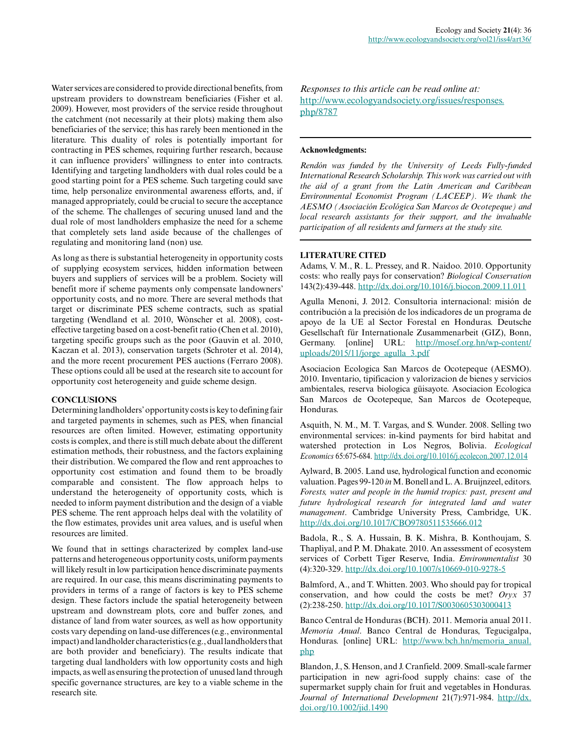Water services are considered to provide directional benefits, from upstream providers to downstream beneficiaries (Fisher et al. 2009). However, most providers of the service reside throughout the catchment (not necessarily at their plots) making them also beneficiaries of the service; this has rarely been mentioned in the literature. This duality of roles is potentially important for contracting in PES schemes, requiring further research, because it can influence providers' willingness to enter into contracts. Identifying and targeting landholders with dual roles could be a good starting point for a PES scheme. Such targeting could save time, help personalize environmental awareness efforts, and, if managed appropriately, could be crucial to secure the acceptance of the scheme. The challenges of securing unused land and the dual role of most landholders emphasize the need for a scheme that completely sets land aside because of the challenges of regulating and monitoring land (non) use.

As long as there is substantial heterogeneity in opportunity costs of supplying ecosystem services, hidden information between buyers and suppliers of services will be a problem. Society will benefit more if scheme payments only compensate landowners' opportunity costs, and no more. There are several methods that target or discriminate PES scheme contracts, such as spatial targeting (Wendland et al. 2010, Wünscher et al. 2008), cost-effective targeting based on a cost-benefit ratio (Chen et al. 2010), targeting specific groups such as the poor (Gauvin et al. 2010, Kaczan et al. 2013), conservation targets (Schroter et al. 2014), and the more recent procurement PES auctions (Ferraro 2008). These options could all be used at the research site to account for opportunity cost heterogeneity and guide scheme design.

## CONCLUSIONS

Determining landholders' opportunity costs is key to defining fair and targeted payments in schemes, such as PES, when financial resources are often limited. However, estimating opportunity costs is complex, and there is still much debate about the different estimation methods, their robustness, and the factors explaining their distribution. We compared the flow and rent approaches to opportunity cost estimation and found them to be broadly comparable and consistent. The flow approach helps to understand the heterogeneity of opportunity costs, which is needed to inform payment distribution and the design of a viable PES scheme. The rent approach helps deal with the volatility of the flow estimates, provides unit area values, and is useful when resources are limited.

We found that in settings characterized by complex land-use patterns and heterogeneous opportunity costs, uniform payments will likely result in low participation hence discriminate payments are required. In our case, this means discriminating payments to providers in terms of a range of factors is key to PES scheme design. These factors include the spatial heterogeneity between upstream and downstream plots, core and buffer zones, and distance of land from water sources, as well as how opportunity costs vary depending on land-use differences (e.g., environmental impact) and landholder characteristics (e.g., dual landholders that are both provider and beneficiary). The results indicate that targeting dual landholders with low opportunity costs and high impacts, as well as ensuring the protection of unused land through specific governance structures, are key to a viable scheme in the research site.

*Responses to this article can be read online at:* http://www.ecologyandsociety.org/issues/responses.php/8787

### Acknowledgments:

*Rendón was funded by the University of Leeds Fully-funded International Research Scholarship. This work was carried out with the aid of a grant from the Latin American and Caribbean Environmental Economist Program (LACEEP). We thank the AESMO (Asociación Ecológica San Marcos de Ocotepeque) and local research assistants for their support, and the invaluable participation of all residents and farmers at the study site.*

## LITERATURE CITED

Adams, V. M., R. L. Pressey, and R. Naidoo. 2010. Opportunity costs: who really pays for conservation? *Biological Conservation* 143(2):439-448. http://dx.doi.org/10.1016/j.biocon.2009.11.011

Agulla Menoni, J. 2012. Consultoria internacional: misión de contribución a la precisión de los indicadores de un programa de apoyo de la UE al Sector Forestal en Honduras. Deutsche Gesellschaft für Internationale Zusammenarbeit (GIZ), Bonn, Germany. [online] URL: http://mosef.org.hn/wp-content/uploads/2015/11/jorge_agulla_3.pdf

Asociacion Ecologica San Marcos de Ocotepeque (AESMO). 2010. Inventario, tipificacion y valorizacion de bienes y servicios ambientales, reserva biologica güisayote. Asociacion Ecologica San Marcos de Ocotepeque, San Marcos de Ocotepeque, Honduras.

Asquith, N. M., M. T. Vargas, and S. Wunder. 2008. Selling two environmental services: in-kind payments for bird habitat and watershed protection in Los Negros, Bolivia. *Ecological Economics* 65:675-684. http://dx.doi.org/10.1016/j.ecolecon.2007.12.014

Aylward, B. 2005. Land use, hydrological function and economic valuation. Pages 99-120 *in* M. Bonell and L. A. Bruijnzeel, editors. *Forests, water and people in the humid tropics: past, present and future hydrological research for integrated land and water management*. Cambridge University Press, Cambridge, UK. http://dx.doi.org/10.1017/CBO9780511535666.012

Badola, R., S. A. Hussain, B. K. Mishra, B. Konthoujam, S. Thapliyal, and P. M. Dhakate. 2010. An assessment of ecosystem services of Corbett Tiger Reserve, India. *Environmentalist* 30 (4):320-329. http://dx.doi.org/10.1007/s10669-010-9278-5

Balmford, A., and T. Whitten. 2003. Who should pay for tropical conservation, and how could the costs be met? *Oryx* 37 (2):238-250. http://dx.doi.org/10.1017/S0030605303000413

Banco Central de Honduras (BCH). 2011. Memoria anual 2011. *Memoria Anual*. Banco Central de Honduras, Tegucigalpa, Honduras. [online] URL: http://www.bch.hn/memoria_anual.php

Blandon, J., S. Henson, and J. Cranfield. 2009. Small-scale farmer participation in new agri-food supply chains: case of the supermarket supply chain for fruit and vegetables in Honduras. *Journal of International Development* 21(7):971-984. http://dx.doi.org/10.1002/jid.1490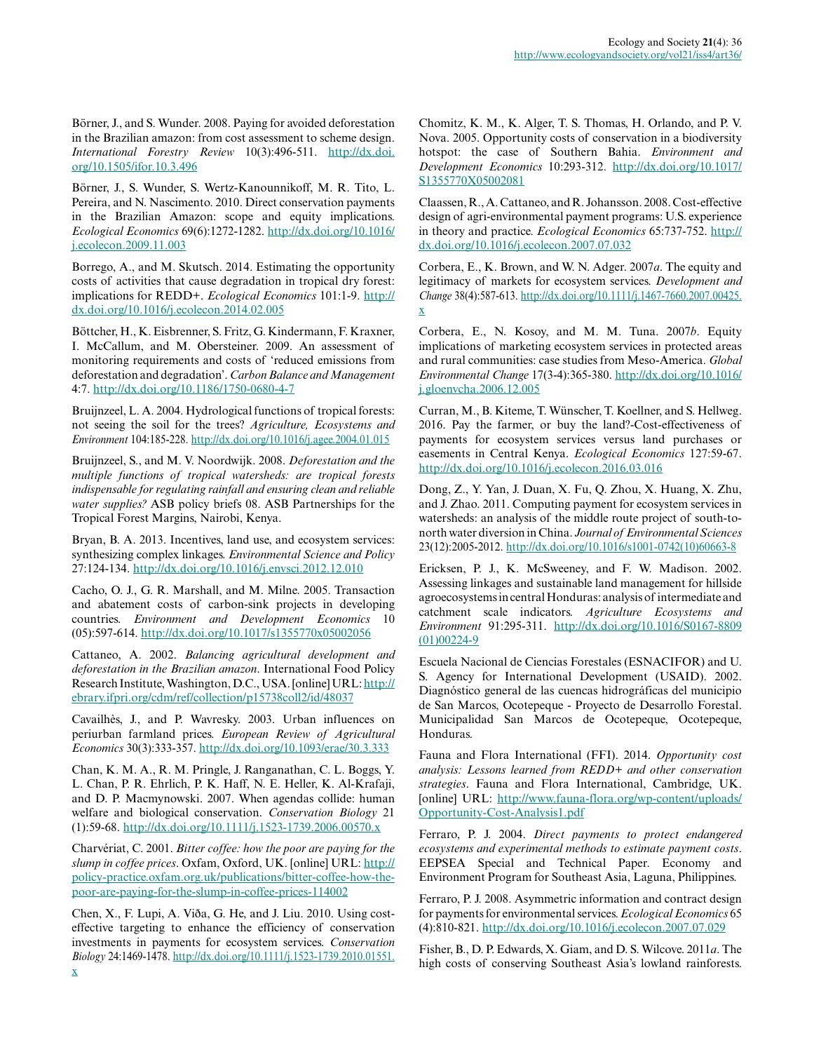Börner, J., and S. Wunder. 2008. Paying for avoided deforestation in the Brazilian amazon: from cost assessment to scheme design. *International Forestry Review* 10(3):496-511. http://dx.doi.org/10.1505/ifor.10.3.496

Börner, J., S. Wunder, S. Wertz-Kanounnikoff, M. R. Tito, L. Pereira, and N. Nascimento. 2010. Direct conservation payments in the Brazilian Amazon: scope and equity implications. *Ecological Economics* 69(6):1272-1282. http://dx.doi.org/10.1016/j.ecolecon.2009.11.003

Borrego, A., and M. Skutsch. 2014. Estimating the opportunity costs of activities that cause degradation in tropical dry forest: implications for REDD+. *Ecological Economics* 101:1-9. http://dx.doi.org/10.1016/j.ecolecon.2014.02.005

Böttcher, H., K. Eisbrenner, S. Fritz, G. Kindermann, F. Kraxner, I. McCallum, and M. Obersteiner. 2009. An assessment of monitoring requirements and costs of 'reduced emissions from deforestation and degradation'. *Carbon Balance and Management* 4:7. http://dx.doi.org/10.1186/1750-0680-4-7

Bruijnzeel, L. A. 2004. Hydrological functions of tropical forests: not seeing the soil for the trees? *Agriculture, Ecosystems and Environment* 104:185-228. http://dx.doi.org/10.1016/j.agee.2004.01.015

Bruijnzeel, S., and M. V. Noordwijk. 2008. *Deforestation and the multiple functions of tropical watersheds: are tropical forests indispensable for regulating rainfall and ensuring clean and reliable water supplies?* ASB policy briefs 08. ASB Partnerships for the Tropical Forest Margins, Nairobi, Kenya.

Bryan, B. A. 2013. Incentives, land use, and ecosystem services: synthesizing complex linkages. *Environmental Science and Policy* 27:124-134. http://dx.doi.org/10.1016/j.envsci.2012.12.010

Cacho, O. J., G. R. Marshall, and M. Milne. 2005. Transaction and abatement costs of carbon-sink projects in developing countries. *Environment and Development Economics* 10 (05):597-614. http://dx.doi.org/10.1017/s1355770x05002056

Cattaneo, A. 2002. *Balancing agricultural development and deforestation in the Brazilian amazon*. International Food Policy Research Institute, Washington, D.C., USA. [online] URL: http://ebrary.ifpri.org/cdm/ref/collection/p15738coll2/id/48037

Cavailhès, J., and P. Wavresky. 2003. Urban influences on periurban farmland prices. *European Review of Agricultural Economics* 30(3):333-357. http://dx.doi.org/10.1093/erae/30.3.333

Chan, K. M. A., R. M. Pringle, J. Ranganathan, C. L. Boggs, Y. L. Chan, P. R. Ehrlich, P. K. Haff, N. E. Heller, K. Al-Krafaji, and D. P. Macmynowski. 2007. When agendas collide: human welfare and biological conservation. *Conservation Biology* 21 (1):59-68. http://dx.doi.org/10.1111/j.1523-1739.2006.00570.x

Charvériat, C. 2001. *Bitter coffee: how the poor are paying for the slump in coffee prices*. Oxfam, Oxford, UK. [online] URL: http://policy-practice.oxfam.org.uk/publications/bitter-coffee-how-the-poor-are-paying-for-the-slump-in-coffee-prices-114002

Chen, X., F. Lupi, A. Viña, G. He, and J. Liu. 2010. Using cost-effective targeting to enhance the efficiency of conservation investments in payments for ecosystem services. *Conservation Biology* 24:1469-1478. http://dx.doi.org/10.1111/j.1523-1739.2010.01551.x

Chomitz, K. M., K. Alger, T. S. Thomas, H. Orlando, and P. V. Nova. 2005. Opportunity costs of conservation in a biodiversity hotspot: the case of Southern Bahia. *Environment and Development Economics* 10:293-312. http://dx.doi.org/10.1017/S1355770X05002081

Claassen, R., A. Cattaneo, and R. Johansson. 2008. Cost-effective design of agri-environmental payment programs: U.S. experience in theory and practice. *Ecological Economics* 65:737-752. http://dx.doi.org/10.1016/j.ecolecon.2007.07.032

Corbera, E., K. Brown, and W. N. Adger. 2007*a*. The equity and legitimacy of markets for ecosystem services. *Development and Change* 38(4):587-613. http://dx.doi.org/10.1111/j.1467-7660.2007.00425.x

Corbera, E., N. Kosoy, and M. M. Tuna. 2007*b*. Equity implications of marketing ecosystem services in protected areas and rural communities: case studies from Meso-America. *Global Environmental Change* 17(3-4):365-380. http://dx.doi.org/10.1016/j.gloenvcha.2006.12.005

Curran, M., B. Kiteme, T. Wünscher, T. Koellner, and S. Hellweg. 2016. Pay the farmer, or buy the land?-Cost-effectiveness of payments for ecosystem services versus land purchases or easements in Central Kenya. *Ecological Economics* 127:59-67. http://dx.doi.org/10.1016/j.ecolecon.2016.03.016

Dong, Z., Y. Yan, J. Duan, X. Fu, Q. Zhou, X. Huang, X. Zhu, and J. Zhao. 2011. Computing payment for ecosystem services in watersheds: an analysis of the middle route project of south-to-north water diversion in China. *Journal of Environmental Sciences* 23(12):2005-2012. http://dx.doi.org/10.1016/s1001-0742(10)60663-8

Ericksen, P. J., K. McSweeney, and F. W. Madison. 2002. Assessing linkages and sustainable land management for hillside agroecosystems in central Honduras: analysis of intermediate and catchment scale indicators. *Agriculture Ecosystems and Environment* 91:295-311. http://dx.doi.org/10.1016/S0167-8809(01)00224-9

Escuela Nacional de Ciencias Forestales (ESNACIFOR) and U. S. Agency for International Development (USAID). 2002. Diagnóstico general de las cuencas hidrográficas del municipio de San Marcos, Ocotepeque - Proyecto de Desarrollo Forestal. Municipalidad San Marcos de Ocotepeque, Ocotepeque, Honduras.

Fauna and Flora International (FFI). 2014. *Opportunity cost analysis: Lessons learned from REDD+ and other conservation strategies*. Fauna and Flora International, Cambridge, UK. [online] URL: http://www.fauna-flora.org/wp-content/uploads/Opportunity-Cost-Analysis1.pdf

Ferraro, P. J. 2004. *Direct payments to protect endangered ecosystems and experimental methods to estimate payment costs*. EEPSEA Special and Technical Paper. Economy and Environment Program for Southeast Asia, Laguna, Philippines.

Ferraro, P. J. 2008. Asymmetric information and contract design for payments for environmental services. *Ecological Economics* 65 (4):810-821. http://dx.doi.org/10.1016/j.ecolecon.2007.07.029

Fisher, B., D. P. Edwards, X. Giam, and D. S. Wilcove. 2011*a*. The high costs of conserving Southeast Asia's lowland rainforests.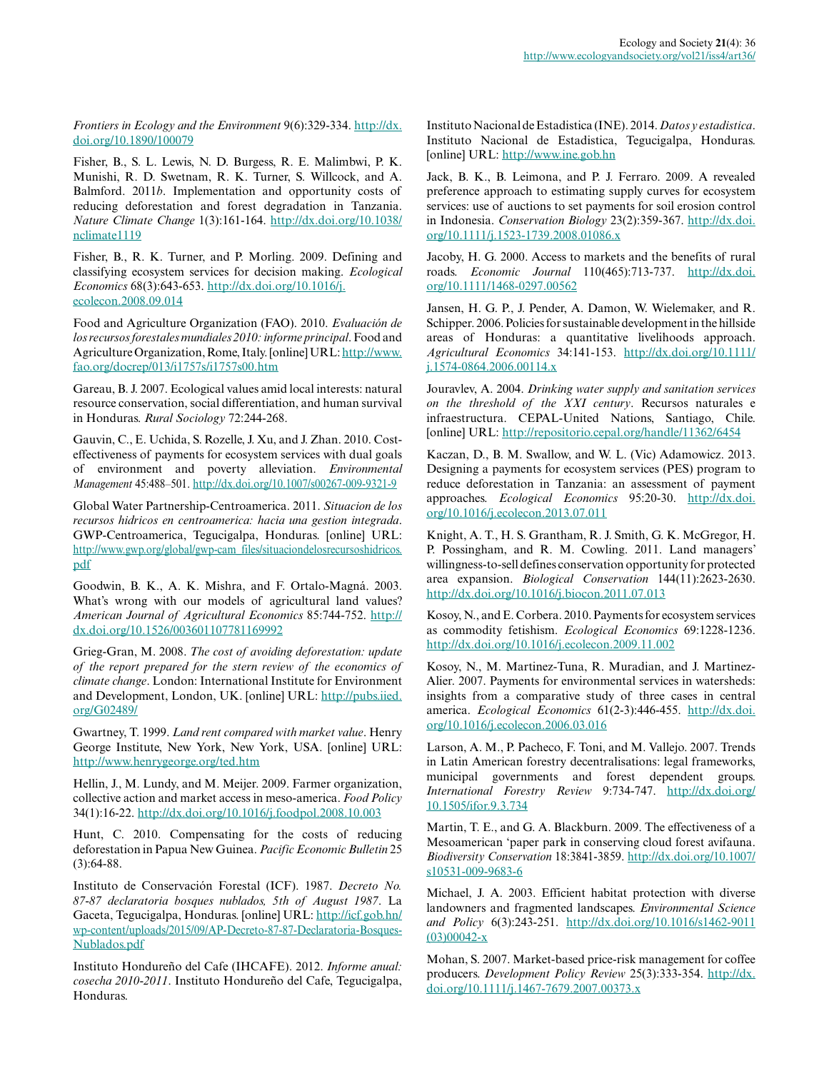*Frontiers in Ecology and the Environment* 9(6):329-334. http://dx.doi.org/10.1890/100079

Fisher, B., S. L. Lewis, N. D. Burgess, R. E. Malimbwi, P. K. Munishi, R. D. Swetnam, R. K. Turner, S. Willcock, and A. Balmford. 2011*b*. Implementation and opportunity costs of reducing deforestation and forest degradation in Tanzania. *Nature Climate Change* 1(3):161-164. http://dx.doi.org/10.1038/nclimate1119

Fisher, B., R. K. Turner, and P. Morling. 2009. Defining and classifying ecosystem services for decision making. *Ecological Economics* 68(3):643-653. http://dx.doi.org/10.1016/j.ecolecon.2008.09.014

Food and Agriculture Organization (FAO). 2010. *Evaluación de los recursos forestales mundiales 2010: informe principal*. Food and Agriculture Organization, Rome, Italy. [online] URL: http://www.fao.org/docrep/013/i1757s/i1757s00.htm

Gareau, B. J. 2007. Ecological values amid local interests: natural resource conservation, social differentiation, and human survival in Honduras. *Rural Sociology* 72:244-268.

Gauvin, C., E. Uchida, S. Rozelle, J. Xu, and J. Zhan. 2010. Cost-effectiveness of payments for ecosystem services with dual goals of environment and poverty alleviation. *Environmental Management* 45:488–501. http://dx.doi.org/10.1007/s00267-009-9321-9

Global Water Partnership-Centroamerica. 2011. *Situacion de los recursos hidricos en centroamerica: hacia una gestion integrada*. GWP-Centroamerica, Tegucigalpa, Honduras. [online] URL: http://www.gwp.org/global/gwp-cam_files/situaciondelosrecursoshidricos.pdf

Goodwin, B. K., A. K. Mishra, and F. Ortalo-Magná. 2003. What's wrong with our models of agricultural land values? *American Journal of Agricultural Economics* 85:744-752. http://dx.doi.org/10.1526/003601107781169992

Grieg-Gran, M. 2008. *The cost of avoiding deforestation: update of the report prepared for the stern review of the economics of climate change*. London: International Institute for Environment and Development, London, UK. [online] URL: http://pubs.iied.org/G02489/

Gwartney, T. 1999. *Land rent compared with market value*. Henry George Institute, New York, New York, USA. [online] URL: http://www.henrygeorge.org/ted.htm

Hellin, J., M. Lundy, and M. Meijer. 2009. Farmer organization, collective action and market access in meso-america. *Food Policy* 34(1):16-22. http://dx.doi.org/10.1016/j.foodpol.2008.10.003

Hunt, C. 2010. Compensating for the costs of reducing deforestation in Papua New Guinea. *Pacific Economic Bulletin* 25 (3):64-88.

Instituto de Conservación Forestal (ICF). 1987. *Decreto No. 87-87 declaratoria bosques nublados, 5th of August 1987*. La Gaceta, Tegucigalpa, Honduras. [online] URL: http://icf.gob.hn/wp-content/uploads/2015/09/AP-Decreto-87-87-Declaratoria-Bosques-Nublados.pdf

Instituto Hondureño del Cafe (IHCAFE). 2012. *Informe anual: cosecha 2010-2011*. Instituto Hondureño del Cafe, Tegucigalpa, Honduras.

Instituto Nacional de Estadistica (INE). 2014. *Datos y estadistica*. Instituto Nacional de Estadistica, Tegucigalpa, Honduras. [online] URL: http://www.ine.gob.hn

Jack, B. K., B. Leimona, and P. J. Ferraro. 2009. A revealed preference approach to estimating supply curves for ecosystem services: use of auctions to set payments for soil erosion control in Indonesia. *Conservation Biology* 23(2):359-367. http://dx.doi.org/10.1111/j.1523-1739.2008.01086.x

Jacoby, H. G. 2000. Access to markets and the benefits of rural roads. *Economic Journal* 110(465):713-737. http://dx.doi.org/10.1111/1468-0297.00562

Jansen, H. G. P., J. Pender, A. Damon, W. Wielemaker, and R. Schipper. 2006. Policies for sustainable development in the hillside areas of Honduras: a quantitative livelihoods approach. *Agricultural Economics* 34:141-153. http://dx.doi.org/10.1111/j.1574-0864.2006.00114.x

Jouravlev, A. 2004. *Drinking water supply and sanitation services on the threshold of the XXI century*. Recursos naturales e infraestructura. CEPAL-United Nations, Santiago, Chile. [online] URL: http://repositorio.cepal.org/handle/11362/6454

Kaczan, D., B. M. Swallow, and W. L. (Vic) Adamowicz. 2013. Designing a payments for ecosystem services (PES) program to reduce deforestation in Tanzania: an assessment of payment approaches. *Ecological Economics* 95:20-30. http://dx.doi.org/10.1016/j.ecolecon.2013.07.011

Knight, A. T., H. S. Grantham, R. J. Smith, G. K. McGregor, H. P. Possingham, and R. M. Cowling. 2011. Land managers' willingness-to-sell defines conservation opportunity for protected area expansion. *Biological Conservation* 144(11):2623-2630. http://dx.doi.org/10.1016/j.biocon.2011.07.013

Kosoy, N., and E. Corbera. 2010. Payments for ecosystem services as commodity fetishism. *Ecological Economics* 69:1228-1236. http://dx.doi.org/10.1016/j.ecolecon.2009.11.002

Kosoy, N., M. Martinez-Tuna, R. Muradian, and J. Martinez-Alier. 2007. Payments for environmental services in watersheds: insights from a comparative study of three cases in central america. *Ecological Economics* 61(2-3):446-455. http://dx.doi.org/10.1016/j.ecolecon.2006.03.016

Larson, A. M., P. Pacheco, F. Toni, and M. Vallejo. 2007. Trends in Latin American forestry decentralisations: legal frameworks, municipal governments and forest dependent groups. *International Forestry Review* 9:734-747. http://dx.doi.org/10.1505/ifor.9.3.734

Martin, T. E., and G. A. Blackburn. 2009. The effectiveness of a Mesoamerican 'paper park in conserving cloud forest avifauna. *Biodiversity Conservation* 18:3841-3859. http://dx.doi.org/10.1007/s10531-009-9683-6

Michael, J. A. 2003. Efficient habitat protection with diverse landowners and fragmented landscapes. *Environmental Science and Policy* 6(3):243-251. http://dx.doi.org/10.1016/s1462-9011(03)00042-x

Mohan, S. 2007. Market-based price-risk management for coffee producers. *Development Policy Review* 25(3):333-354. http://dx.doi.org/10.1111/j.1467-7679.2007.00373.x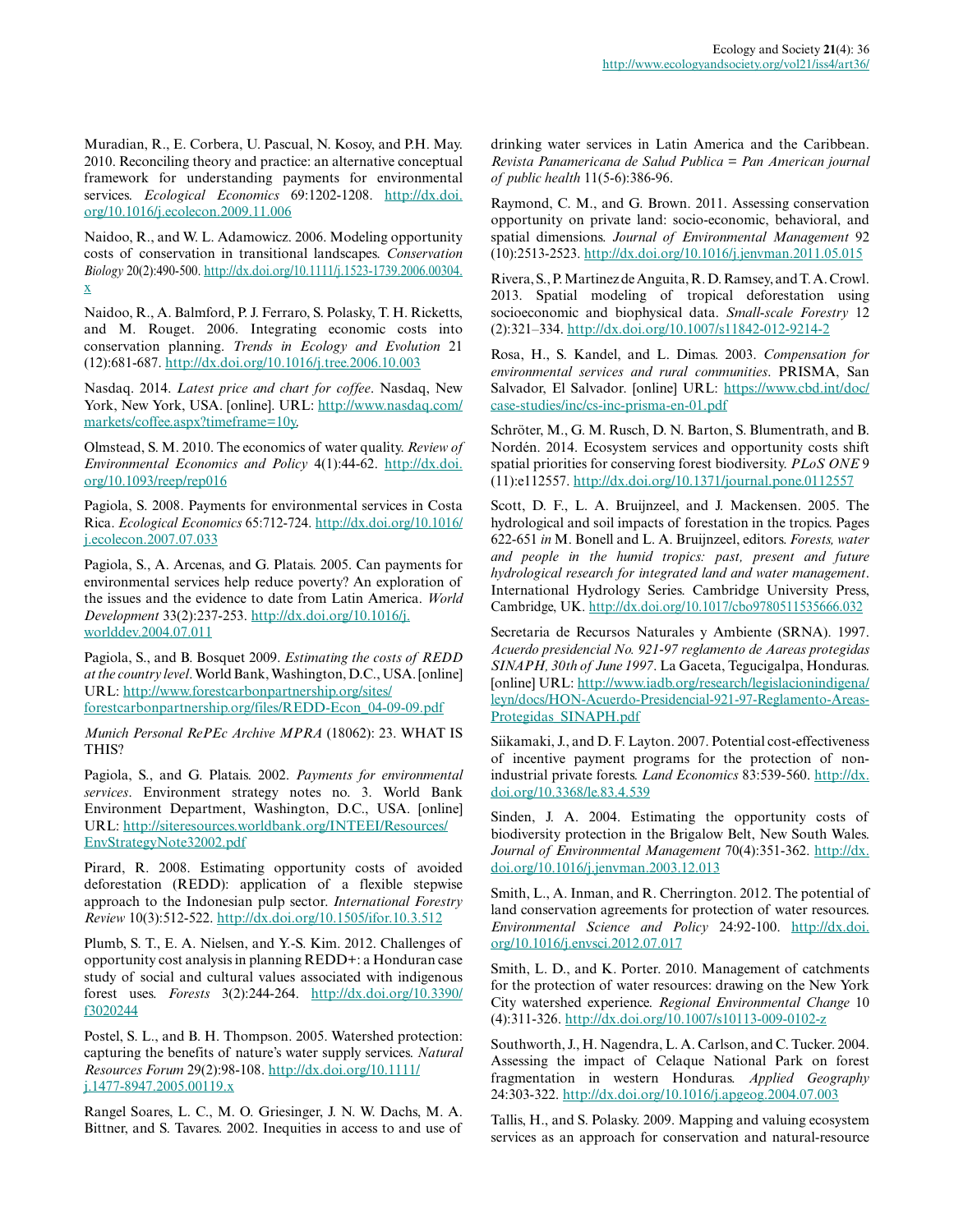Muradian, R., E. Corbera, U. Pascual, N. Kosoy, and P.H. May. 2010. Reconciling theory and practice: an alternative conceptual framework for understanding payments for environmental services. *Ecological Economics* 69:1202-1208. http://dx.doi.org/10.1016/j.ecolecon.2009.11.006

Naidoo, R., and W. L. Adamowicz. 2006. Modeling opportunity costs of conservation in transitional landscapes. *Conservation Biology* 20(2):490-500. http://dx.doi.org/10.1111/j.1523-1739.2006.00304.x

Naidoo, R., A. Balmford, P. J. Ferraro, S. Polasky, T. H. Ricketts, and M. Rouget. 2006. Integrating economic costs into conservation planning. *Trends in Ecology and Evolution* 21 (12):681-687. http://dx.doi.org/10.1016/j.tree.2006.10.003

Nasdaq. 2014. *Latest price and chart for coffee*. Nasdaq, New York, New York, USA. [online]. URL: http://www.nasdaq.com/markets/coffee.aspx?timeframe=10y.

Olmstead, S. M. 2010. The economics of water quality. *Review of Environmental Economics and Policy* 4(1):44-62. http://dx.doi.org/10.1093/reep/rep016

Pagiola, S. 2008. Payments for environmental services in Costa Rica. *Ecological Economics* 65:712-724. http://dx.doi.org/10.1016/j.ecolecon.2007.07.033

Pagiola, S., A. Arcenas, and G. Platais. 2005. Can payments for environmental services help reduce poverty? An exploration of the issues and the evidence to date from Latin America. *World Development* 33(2):237-253. http://dx.doi.org/10.1016/j.worlddev.2004.07.011

Pagiola, S., and B. Bosquet 2009. *Estimating the costs of REDD at the country level*. World Bank, Washington, D.C., USA. [online] URL: http://www.forestcarbonpartnership.org/sites/forestcarbonpartnership.org/files/REDD-Econ_04-09-09.pdf

*Munich Personal RePEc Archive MPRA* (18062): 23. WHAT IS THIS?

Pagiola, S., and G. Platais. 2002. *Payments for environmental services*. Environment strategy notes no. 3. World Bank Environment Department, Washington, D.C., USA. [online] URL: http://siteresources.worldbank.org/INTEEI/Resources/EnvStrategyNote32002.pdf

Pirard, R. 2008. Estimating opportunity costs of avoided deforestation (REDD): application of a flexible stepwise approach to the Indonesian pulp sector. *International Forestry Review* 10(3):512-522. http://dx.doi.org/10.1505/ifor.10.3.512

Plumb, S. T., E. A. Nielsen, and Y.-S. Kim. 2012. Challenges of opportunity cost analysis in planning REDD+: a Honduran case study of social and cultural values associated with indigenous forest uses. *Forests* 3(2):244-264. http://dx.doi.org/10.3390/f3020244

Postel, S. L., and B. H. Thompson. 2005. Watershed protection: capturing the benefits of nature's water supply services. *Natural Resources Forum* 29(2):98-108. http://dx.doi.org/10.1111/j.1477-8947.2005.00119.x

Rangel Soares, L. C., M. O. Griesinger, J. N. W. Dachs, M. A. Bittner, and S. Tavares. 2002. Inequities in access to and use of drinking water services in Latin America and the Caribbean. *Revista Panamericana de Salud Publica = Pan American journal of public health* 11(5-6):386-96.

Raymond, C. M., and G. Brown. 2011. Assessing conservation opportunity on private land: socio-economic, behavioral, and spatial dimensions. *Journal of Environmental Management* 92 (10):2513-2523. http://dx.doi.org/10.1016/j.jenvman.2011.05.015

Rivera, S., P. Martinez de Anguita, R. D. Ramsey, and T. A. Crowl. 2013. Spatial modeling of tropical deforestation using socioeconomic and biophysical data. *Small-scale Forestry* 12 (2):321–334. http://dx.doi.org/10.1007/s11842-012-9214-2

Rosa, H., S. Kandel, and L. Dimas. 2003. *Compensation for environmental services and rural communities*. PRISMA, San Salvador, El Salvador. [online] URL: https://www.cbd.int/doc/case-studies/inc/cs-inc-prisma-en-01.pdf

Schröter, M., G. M. Rusch, D. N. Barton, S. Blumentrath, and B. Nordén. 2014. Ecosystem services and opportunity costs shift spatial priorities for conserving forest biodiversity. *PLoS ONE* 9 (11):e112557. http://dx.doi.org/10.1371/journal.pone.0112557

Scott, D. F., L. A. Bruijnzeel, and J. Mackensen. 2005. The hydrological and soil impacts of forestation in the tropics. Pages 622-651 *in* M. Bonell and L. A. Bruijnzeel, editors. *Forests, water and people in the humid tropics: past, present and future hydrological research for integrated land and water management*. International Hydrology Series. Cambridge University Press, Cambridge, UK. http://dx.doi.org/10.1017/cbo9780511535666.032

Secretaria de Recursos Naturales y Ambiente (SRNA). 1997. *Acuerdo presidencial No. 921-97 reglamento de Aareas protegidas SINAPH, 30th of June 1997*. La Gaceta, Tegucigalpa, Honduras. [online] URL: http://www.iadb.org/research/legislacionindigena/leyn/docs/HON-Acuerdo-Presidencial-921-97-Reglamento-Areas-Protegidas_SINAPH.pdf

Siikamaki, J., and D. F. Layton. 2007. Potential cost-effectiveness of incentive payment programs for the protection of non-industrial private forests. *Land Economics* 83:539-560. http://dx.doi.org/10.3368/le.83.4.539

Sinden, J. A. 2004. Estimating the opportunity costs of biodiversity protection in the Brigalow Belt, New South Wales. *Journal of Environmental Management* 70(4):351-362. http://dx.doi.org/10.1016/j.jenvman.2003.12.013

Smith, L., A. Inman, and R. Cherrington. 2012. The potential of land conservation agreements for protection of water resources. *Environmental Science and Policy* 24:92-100. http://dx.doi.org/10.1016/j.envsci.2012.07.017

Smith, L. D., and K. Porter. 2010. Management of catchments for the protection of water resources: drawing on the New York City watershed experience. *Regional Environmental Change* 10 (4):311-326. http://dx.doi.org/10.1007/s10113-009-0102-z

Southworth, J., H. Nagendra, L. A. Carlson, and C. Tucker. 2004. Assessing the impact of Celaque National Park on forest fragmentation in western Honduras. *Applied Geography* 24:303-322. http://dx.doi.org/10.1016/j.apgeog.2004.07.003

Tallis, H., and S. Polasky. 2009. Mapping and valuing ecosystem services as an approach for conservation and natural-resource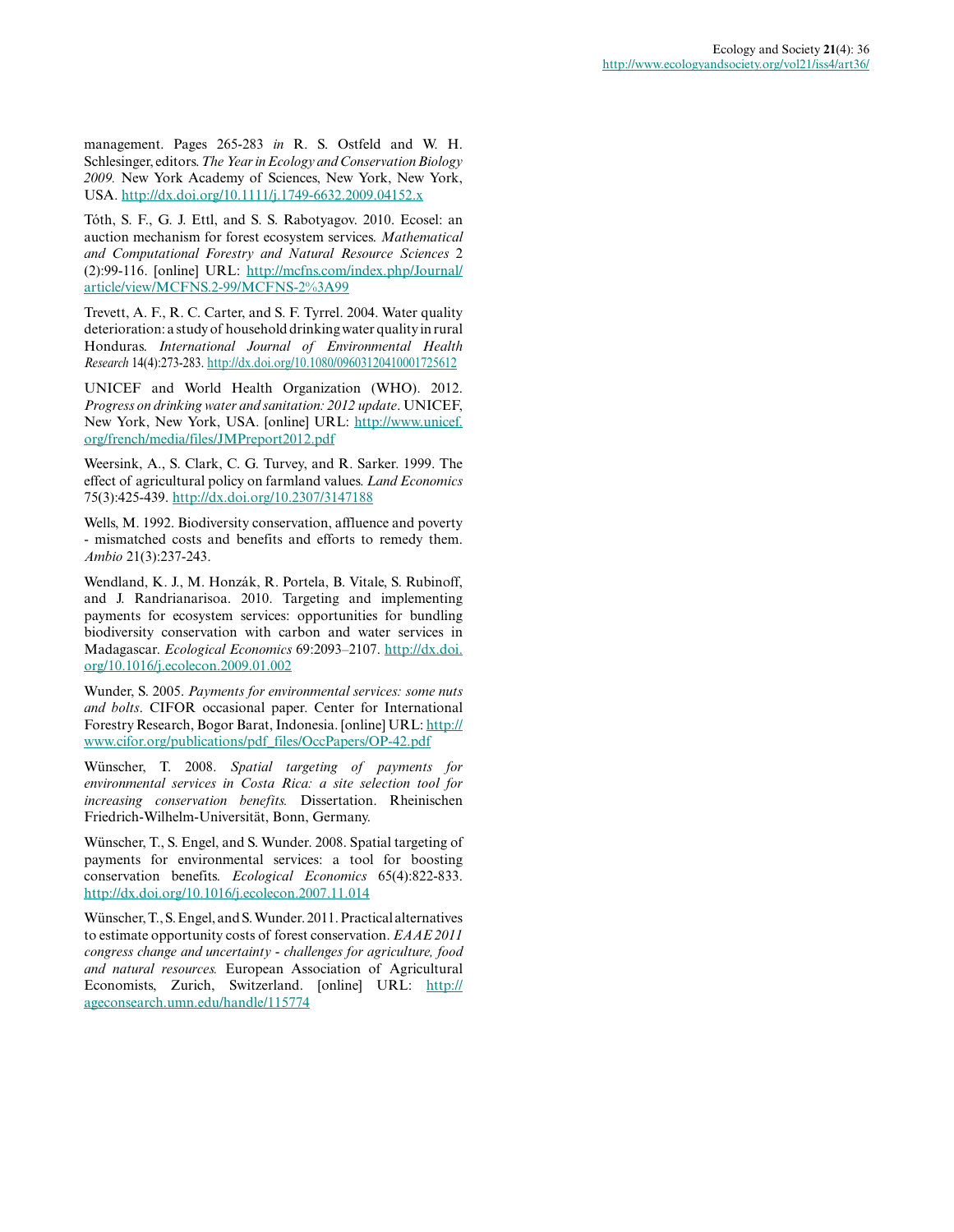management. Pages 265-283 *in* R. S. Ostfeld and W. H. Schlesinger, editors. *The Year in Ecology and Conservation Biology 2009.* New York Academy of Sciences, New York, New York, USA. http://dx.doi.org/10.1111/j.1749-6632.2009.04152.x

Tóth, S. F., G. J. Ettl, and S. S. Rabotyagov. 2010. Ecosel: an auction mechanism for forest ecosystem services. *Mathematical and Computational Forestry and Natural Resource Sciences* 2 (2):99-116. [online] URL: http://mcfns.com/index.php/Journal/article/view/MCFNS.2-99/MCFNS-2%3A99

Trevett, A. F., R. C. Carter, and S. F. Tyrrel. 2004. Water quality deterioration: a study of household drinking water quality in rural Honduras. *International Journal of Environmental Health Research* 14(4):273-283. http://dx.doi.org/10.1080/09603120410001725612

UNICEF and World Health Organization (WHO). 2012. *Progress on drinking water and sanitation: 2012 update*. UNICEF, New York, New York, USA. [online] URL: http://www.unicef.org/french/media/files/JMPreport2012.pdf

Weersink, A., S. Clark, C. G. Turvey, and R. Sarker. 1999. The effect of agricultural policy on farmland values. *Land Economics* 75(3):425-439. http://dx.doi.org/10.2307/3147188

Wells, M. 1992. Biodiversity conservation, affluence and poverty - mismatched costs and benefits and efforts to remedy them. *Ambio* 21(3):237-243.

Wendland, K. J., M. Honzák, R. Portela, B. Vitale, S. Rubinoff, and J. Randrianarisoa. 2010. Targeting and implementing payments for ecosystem services: opportunities for bundling biodiversity conservation with carbon and water services in Madagascar. *Ecological Economics* 69:2093–2107. http://dx.doi.org/10.1016/j.ecolecon.2009.01.002

Wunder, S. 2005. *Payments for environmental services: some nuts and bolts*. CIFOR occasional paper. Center for International Forestry Research, Bogor Barat, Indonesia. [online] URL: http://www.cifor.org/publications/pdf_files/OccPapers/OP-42.pdf

Wünscher, T. 2008. *Spatial targeting of payments for environmental services in Costa Rica: a site selection tool for increasing conservation benefits.* Dissertation. Rheinischen Friedrich-Wilhelm-Universität, Bonn, Germany.

Wünscher, T., S. Engel, and S. Wunder. 2008. Spatial targeting of payments for environmental services: a tool for boosting conservation benefits. *Ecological Economics* 65(4):822-833. http://dx.doi.org/10.1016/j.ecolecon.2007.11.014

Wünscher, T., S. Engel, and S. Wunder. 2011. Practical alternatives to estimate opportunity costs of forest conservation. *EAAE 2011 congress change and uncertainty - challenges for agriculture, food and natural resources.* European Association of Agricultural Economists, Zurich, Switzerland. [online] URL: http://ageconsearch.umn.edu/handle/115774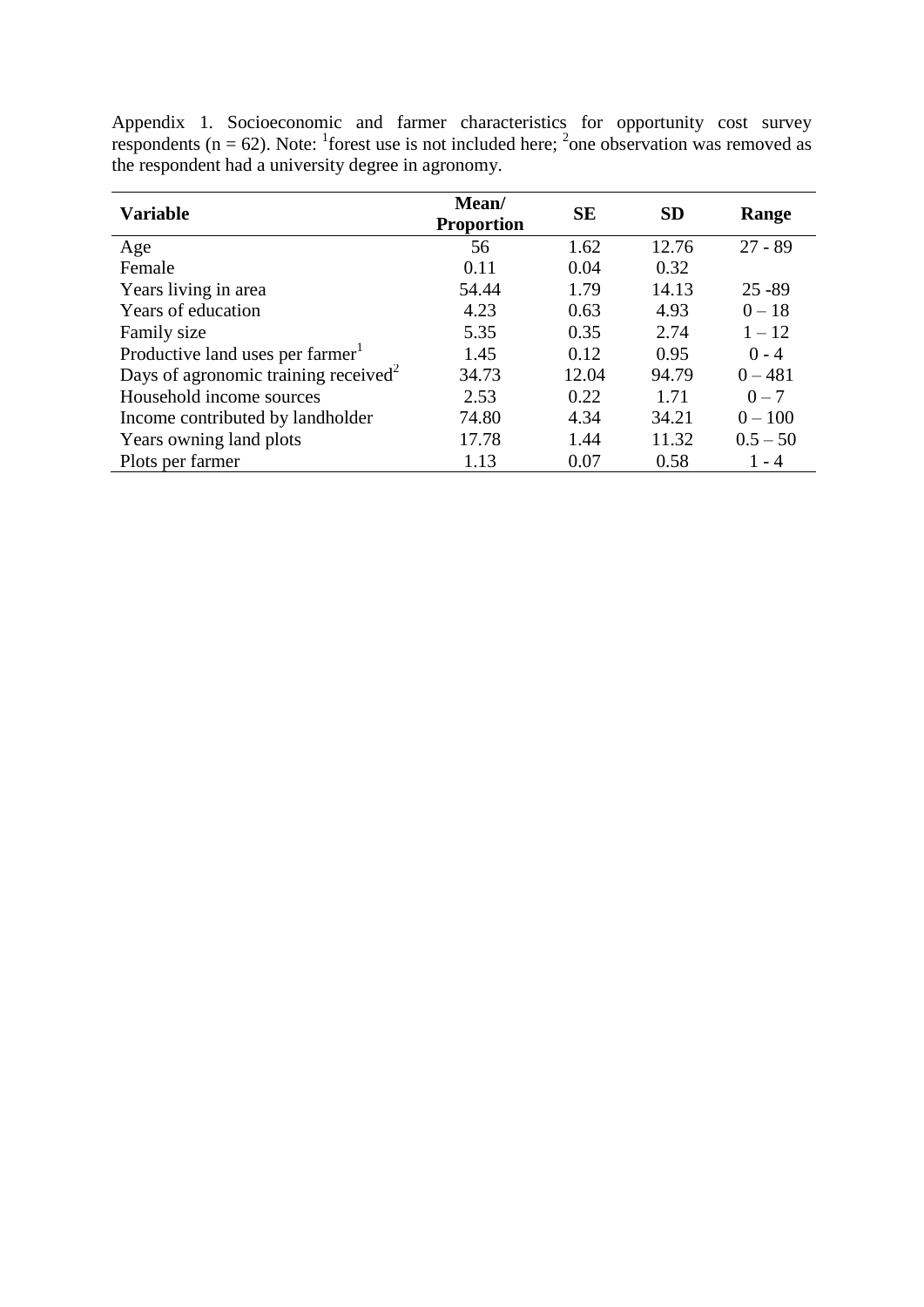Appendix 1. Socioeconomic and farmer characteristics for opportunity cost survey respondents (n = 62). Note: [1]forest use is not included here; [2]one observation was removed as the respondent had a university degree in agronomy.

| **Variable** | **Mean/ Proportion** | **SE** | **SD** | **Range** |
|---|---|---|---|---|
| Age | 56 | 1.62 | 12.76 | 27 - 89 |
| Female | 0.11 | 0.04 | 0.32 | |
| Years living in area | 54.44 | 1.79 | 14.13 | 25 -89 |
| Years of education | 4.23 | 0.63 | 4.93 | 0 – 18 |
| Family size | 5.35 | 0.35 | 2.74 | 1 – 12 |
| Productive land uses per farmer[1] | 1.45 | 0.12 | 0.95 | 0 - 4 |
| Days of agronomic training received[2] | 34.73 | 12.04 | 94.79 | 0 – 481 |
| Household income sources | 2.53 | 0.22 | 1.71 | 0 – 7 |
| Income contributed by landholder | 74.80 | 4.34 | 34.21 | 0 – 100 |
| Years owning land plots | 17.78 | 1.44 | 11.32 | 0.5 – 50 |
| Plots per farmer | 1.13 | 0.07 | 0.58 | 1 - 4 |